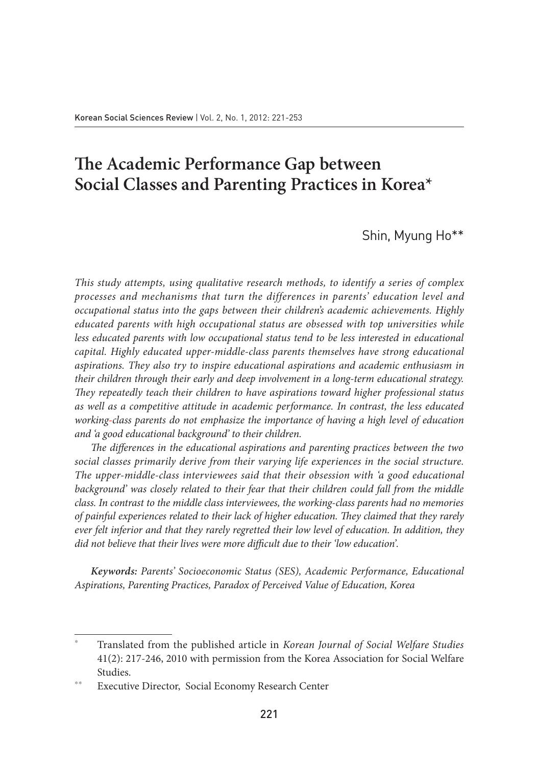# The Academic Performance Gap between Social Classes and Parenting Practices in Korea*

Shin, Myung Ho**

*This study attempts, using qualitative research methods, to identify a series of complex processes and mechanisms that turn the differences in parents' education level and occupational status into the gaps between their children's academic achievements. Highly educated parents with high occupational status are obsessed with top universities while less educated parents with low occupational status tend to be less interested in educational capital. Highly educated upper-middle-class parents themselves have strong educational aspirations. They also try to inspire educational aspirations and academic enthusiasm in their children through their early and deep involvement in a long-term educational strategy. They repeatedly teach their children to have aspirations toward higher professional status as well as a competitive attitude in academic performance. In contrast, the less educated working-class parents do not emphasize the importance of having a high level of education and 'a good educational background' to their children.*

*The differences in the educational aspirations and parenting practices between the two social classes primarily derive from their varying life experiences in the social structure. The upper-middle-class interviewees said that their obsession with 'a good educational background' was closely related to their fear that their children could fall from the middle class. In contrast to the middle class interviewees, the working-class parents had no memories of painful experiences related to their lack of higher education. They claimed that they rarely ever felt inferior and that they rarely regretted their low level of education. In addition, they did not believe that their lives were more difficult due to their 'low education'.*

***Keywords:** Parents' Socioeconomic Status (SES), Academic Performance, Educational Aspirations, Parenting Practices, Paradox of Perceived Value of Education, Korea*

---

\* Translated from the published article in *Korean Journal of Social Welfare Studies* 41(2): 217-246, 2010 with permission from the Korea Association for Social Welfare Studies.

\*\* Executive Director, Social Economy Research Center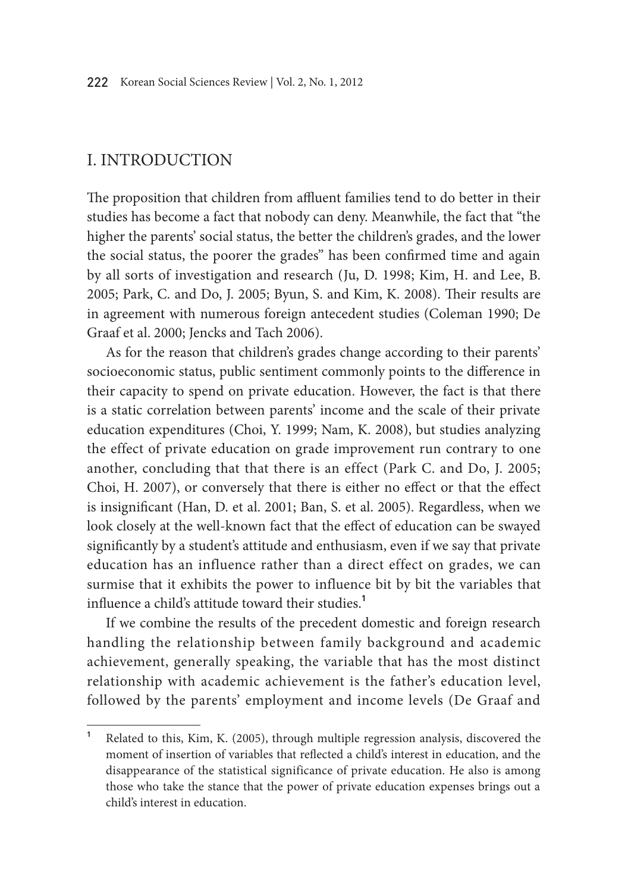## I. INTRODUCTION

The proposition that children from affluent families tend to do better in their studies has become a fact that nobody can deny. Meanwhile, the fact that "the higher the parents' social status, the better the children's grades, and the lower the social status, the poorer the grades" has been confirmed time and again by all sorts of investigation and research (Ju, D. 1998; Kim, H. and Lee, B. 2005; Park, C. and Do, J. 2005; Byun, S. and Kim, K. 2008). Their results are in agreement with numerous foreign antecedent studies (Coleman 1990; De Graaf et al. 2000; Jencks and Tach 2006).

As for the reason that children's grades change according to their parents' socioeconomic status, public sentiment commonly points to the difference in their capacity to spend on private education. However, the fact is that there is a static correlation between parents' income and the scale of their private education expenditures (Choi, Y. 1999; Nam, K. 2008), but studies analyzing the effect of private education on grade improvement run contrary to one another, concluding that that there is an effect (Park C. and Do, J. 2005; Choi, H. 2007), or conversely that there is either no effect or that the effect is insignificant (Han, D. et al. 2001; Ban, S. et al. 2005). Regardless, when we look closely at the well-known fact that the effect of education can be swayed significantly by a student's attitude and enthusiasm, even if we say that private education has an influence rather than a direct effect on grades, we can surmise that it exhibits the power to influence bit by bit the variables that influence a child's attitude toward their studies.[1]

If we combine the results of the precedent domestic and foreign research handling the relationship between family background and academic achievement, generally speaking, the variable that has the most distinct relationship with academic achievement is the father's education level, followed by the parents' employment and income levels (De Graaf and

---

[1] Related to this, Kim, K. (2005), through multiple regression analysis, discovered the moment of insertion of variables that reflected a child's interest in education, and the disappearance of the statistical significance of private education. He also is among those who take the stance that the power of private education expenses brings out a child's interest in education.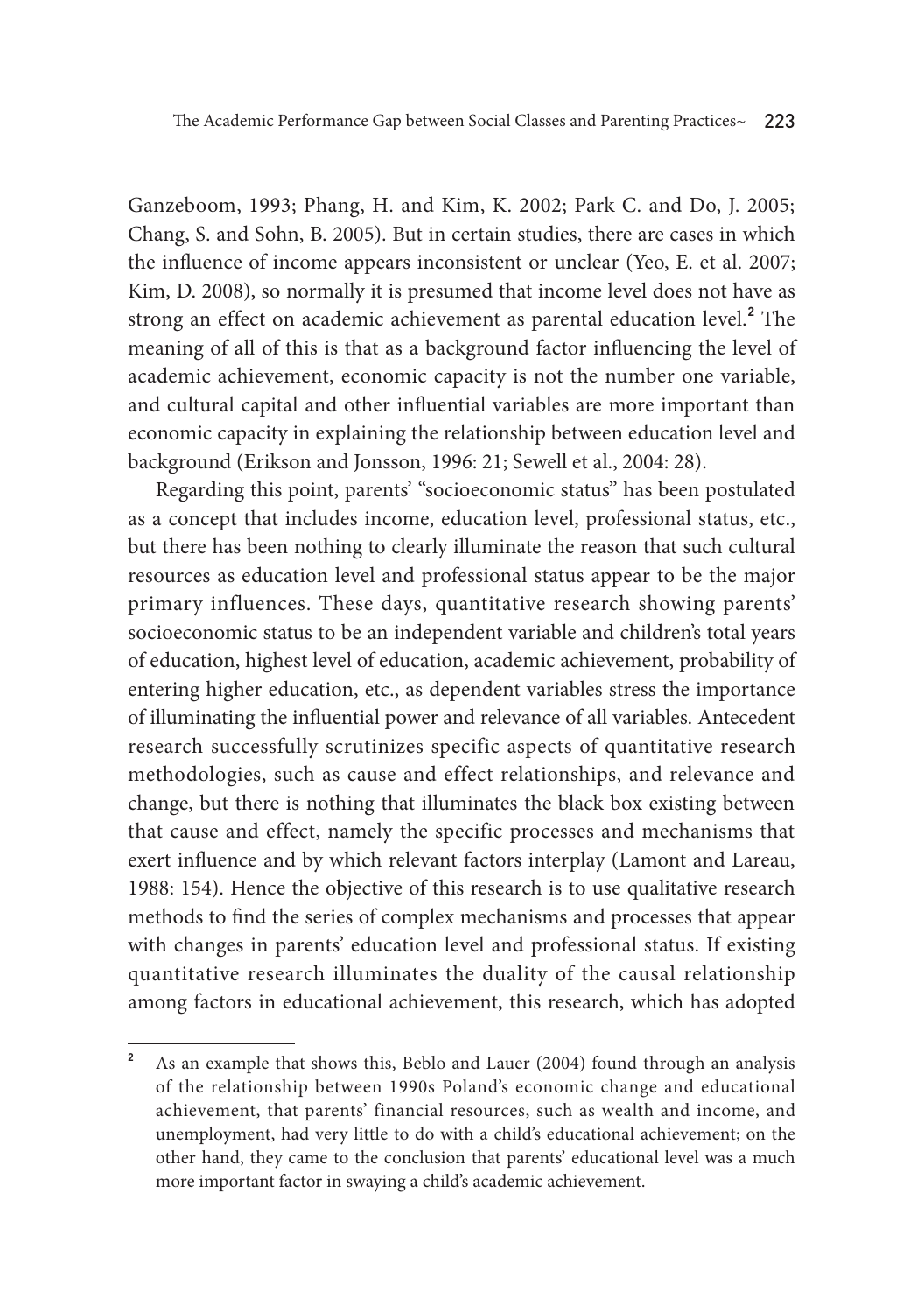Ganzeboom, 1993; Phang, H. and Kim, K. 2002; Park C. and Do, J. 2005; Chang, S. and Sohn, B. 2005). But in certain studies, there are cases in which the influence of income appears inconsistent or unclear (Yeo, E. et al. 2007; Kim, D. 2008), so normally it is presumed that income level does not have as strong an effect on academic achievement as parental education level.[2] The meaning of all of this is that as a background factor influencing the level of academic achievement, economic capacity is not the number one variable, and cultural capital and other influential variables are more important than economic capacity in explaining the relationship between education level and background (Erikson and Jonsson, 1996: 21; Sewell et al., 2004: 28).

Regarding this point, parents' "socioeconomic status" has been postulated as a concept that includes income, education level, professional status, etc., but there has been nothing to clearly illuminate the reason that such cultural resources as education level and professional status appear to be the major primary influences. These days, quantitative research showing parents' socioeconomic status to be an independent variable and children's total years of education, highest level of education, academic achievement, probability of entering higher education, etc., as dependent variables stress the importance of illuminating the influential power and relevance of all variables. Antecedent research successfully scrutinizes specific aspects of quantitative research methodologies, such as cause and effect relationships, and relevance and change, but there is nothing that illuminates the black box existing between that cause and effect, namely the specific processes and mechanisms that exert influence and by which relevant factors interplay (Lamont and Lareau, 1988: 154). Hence the objective of this research is to use qualitative research methods to find the series of complex mechanisms and processes that appear with changes in parents' education level and professional status. If existing quantitative research illuminates the duality of the causal relationship among factors in educational achievement, this research, which has adopted

[2] As an example that shows this, Beblo and Lauer (2004) found through an analysis of the relationship between 1990s Poland's economic change and educational achievement, that parents' financial resources, such as wealth and income, and unemployment, had very little to do with a child's educational achievement; on the other hand, they came to the conclusion that parents' educational level was a much more important factor in swaying a child's academic achievement.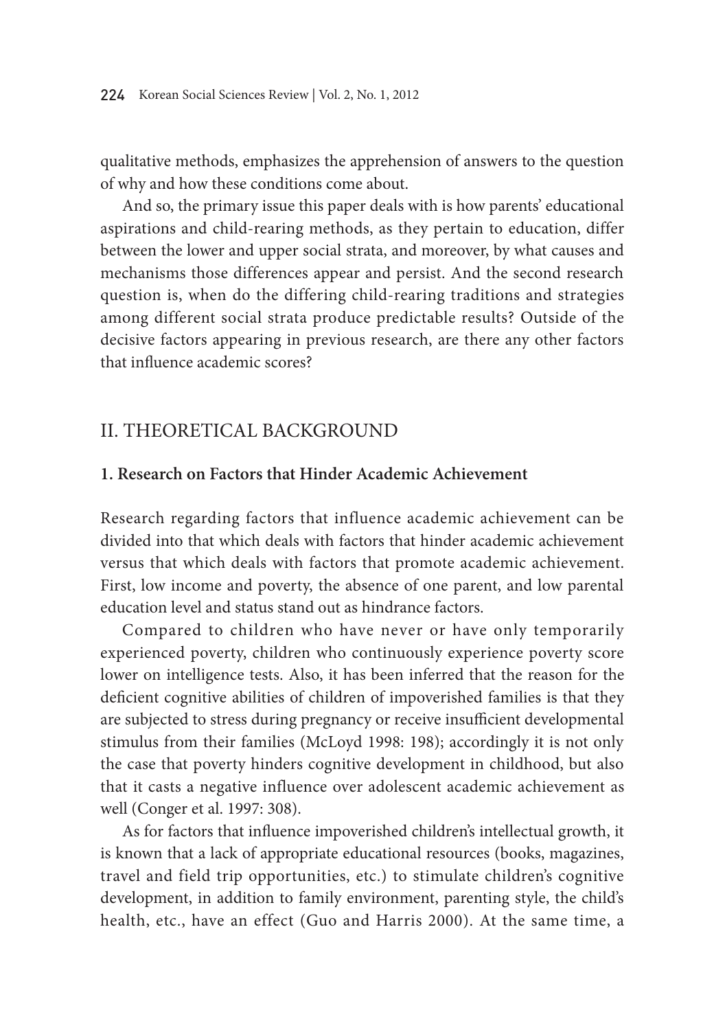qualitative methods, emphasizes the apprehension of answers to the question of why and how these conditions come about.

And so, the primary issue this paper deals with is how parents' educational aspirations and child-rearing methods, as they pertain to education, differ between the lower and upper social strata, and moreover, by what causes and mechanisms those differences appear and persist. And the second research question is, when do the differing child-rearing traditions and strategies among different social strata produce predictable results? Outside of the decisive factors appearing in previous research, are there any other factors that influence academic scores?

## II. THEORETICAL BACKGROUND

### 1. Research on Factors that Hinder Academic Achievement

Research regarding factors that influence academic achievement can be divided into that which deals with factors that hinder academic achievement versus that which deals with factors that promote academic achievement. First, low income and poverty, the absence of one parent, and low parental education level and status stand out as hindrance factors.

Compared to children who have never or have only temporarily experienced poverty, children who continuously experience poverty score lower on intelligence tests. Also, it has been inferred that the reason for the deficient cognitive abilities of children of impoverished families is that they are subjected to stress during pregnancy or receive insufficient developmental stimulus from their families (McLoyd 1998: 198); accordingly it is not only the case that poverty hinders cognitive development in childhood, but also that it casts a negative influence over adolescent academic achievement as well (Conger et al. 1997: 308).

As for factors that influence impoverished children's intellectual growth, it is known that a lack of appropriate educational resources (books, magazines, travel and field trip opportunities, etc.) to stimulate children's cognitive development, in addition to family environment, parenting style, the child's health, etc., have an effect (Guo and Harris 2000). At the same time, a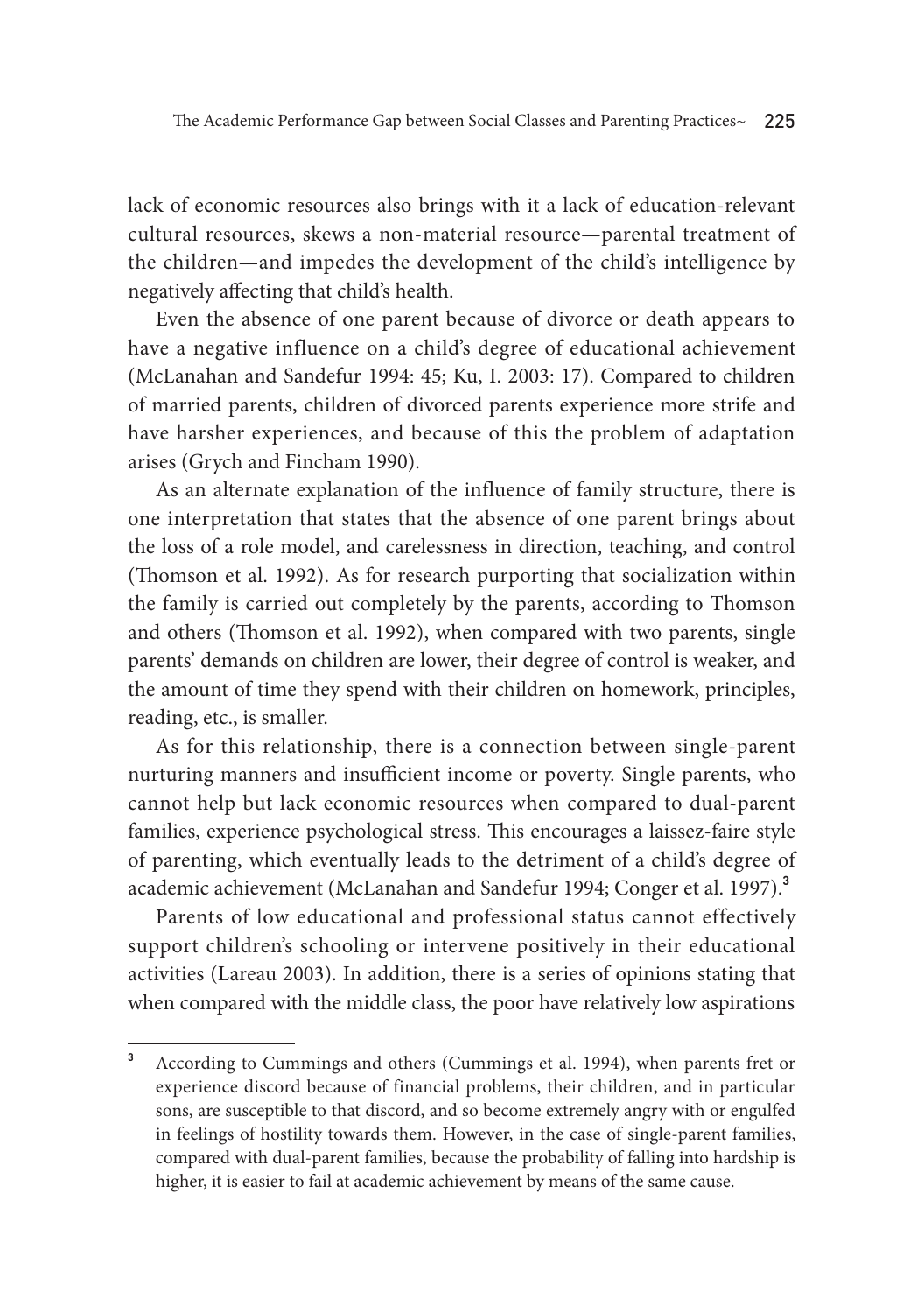lack of economic resources also brings with it a lack of education-relevant cultural resources, skews a non-material resource—parental treatment of the children—and impedes the development of the child's intelligence by negatively affecting that child's health.

Even the absence of one parent because of divorce or death appears to have a negative influence on a child's degree of educational achievement (McLanahan and Sandefur 1994: 45; Ku, I. 2003: 17). Compared to children of married parents, children of divorced parents experience more strife and have harsher experiences, and because of this the problem of adaptation arises (Grych and Fincham 1990).

As an alternate explanation of the influence of family structure, there is one interpretation that states that the absence of one parent brings about the loss of a role model, and carelessness in direction, teaching, and control (Thomson et al. 1992). As for research purporting that socialization within the family is carried out completely by the parents, according to Thomson and others (Thomson et al. 1992), when compared with two parents, single parents' demands on children are lower, their degree of control is weaker, and the amount of time they spend with their children on homework, principles, reading, etc., is smaller.

As for this relationship, there is a connection between single-parent nurturing manners and insufficient income or poverty. Single parents, who cannot help but lack economic resources when compared to dual-parent families, experience psychological stress. This encourages a laissez-faire style of parenting, which eventually leads to the detriment of a child's degree of academic achievement (McLanahan and Sandefur 1994; Conger et al. 1997).[3]

Parents of low educational and professional status cannot effectively support children's schooling or intervene positively in their educational activities (Lareau 2003). In addition, there is a series of opinions stating that when compared with the middle class, the poor have relatively low aspirations

---

[3] According to Cummings and others (Cummings et al. 1994), when parents fret or experience discord because of financial problems, their children, and in particular sons, are susceptible to that discord, and so become extremely angry with or engulfed in feelings of hostility towards them. However, in the case of single-parent families, compared with dual-parent families, because the probability of falling into hardship is higher, it is easier to fail at academic achievement by means of the same cause.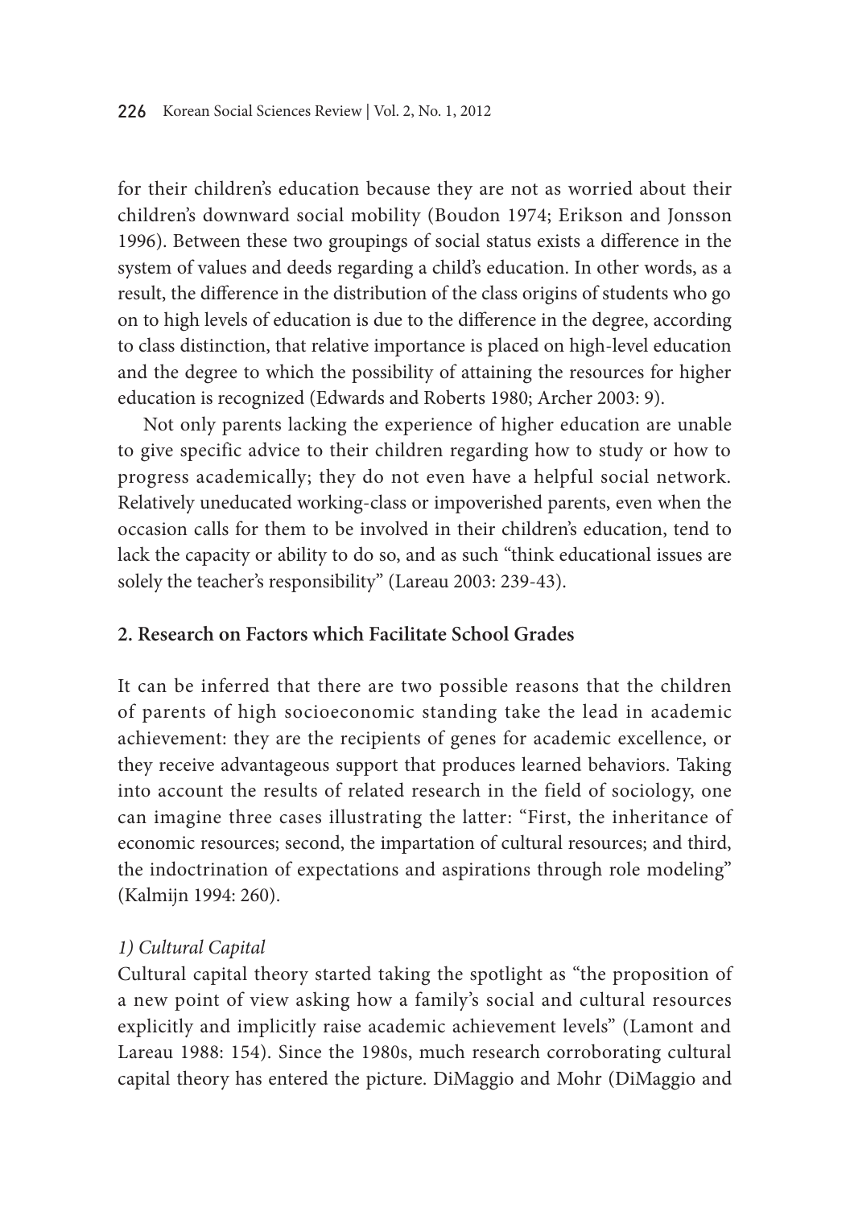for their children's education because they are not as worried about their children's downward social mobility (Boudon 1974; Erikson and Jonsson 1996). Between these two groupings of social status exists a difference in the system of values and deeds regarding a child's education. In other words, as a result, the difference in the distribution of the class origins of students who go on to high levels of education is due to the difference in the degree, according to class distinction, that relative importance is placed on high-level education and the degree to which the possibility of attaining the resources for higher education is recognized (Edwards and Roberts 1980; Archer 2003: 9).

Not only parents lacking the experience of higher education are unable to give specific advice to their children regarding how to study or how to progress academically; they do not even have a helpful social network. Relatively uneducated working-class or impoverished parents, even when the occasion calls for them to be involved in their children's education, tend to lack the capacity or ability to do so, and as such "think educational issues are solely the teacher's responsibility" (Lareau 2003: 239-43).

## 2. Research on Factors which Facilitate School Grades

It can be inferred that there are two possible reasons that the children of parents of high socioeconomic standing take the lead in academic achievement: they are the recipients of genes for academic excellence, or they receive advantageous support that produces learned behaviors. Taking into account the results of related research in the field of sociology, one can imagine three cases illustrating the latter: "First, the inheritance of economic resources; second, the impartation of cultural resources; and third, the indoctrination of expectations and aspirations through role modeling" (Kalmijn 1994: 260).

### *1) Cultural Capital*

Cultural capital theory started taking the spotlight as "the proposition of a new point of view asking how a family's social and cultural resources explicitly and implicitly raise academic achievement levels" (Lamont and Lareau 1988: 154). Since the 1980s, much research corroborating cultural capital theory has entered the picture. DiMaggio and Mohr (DiMaggio and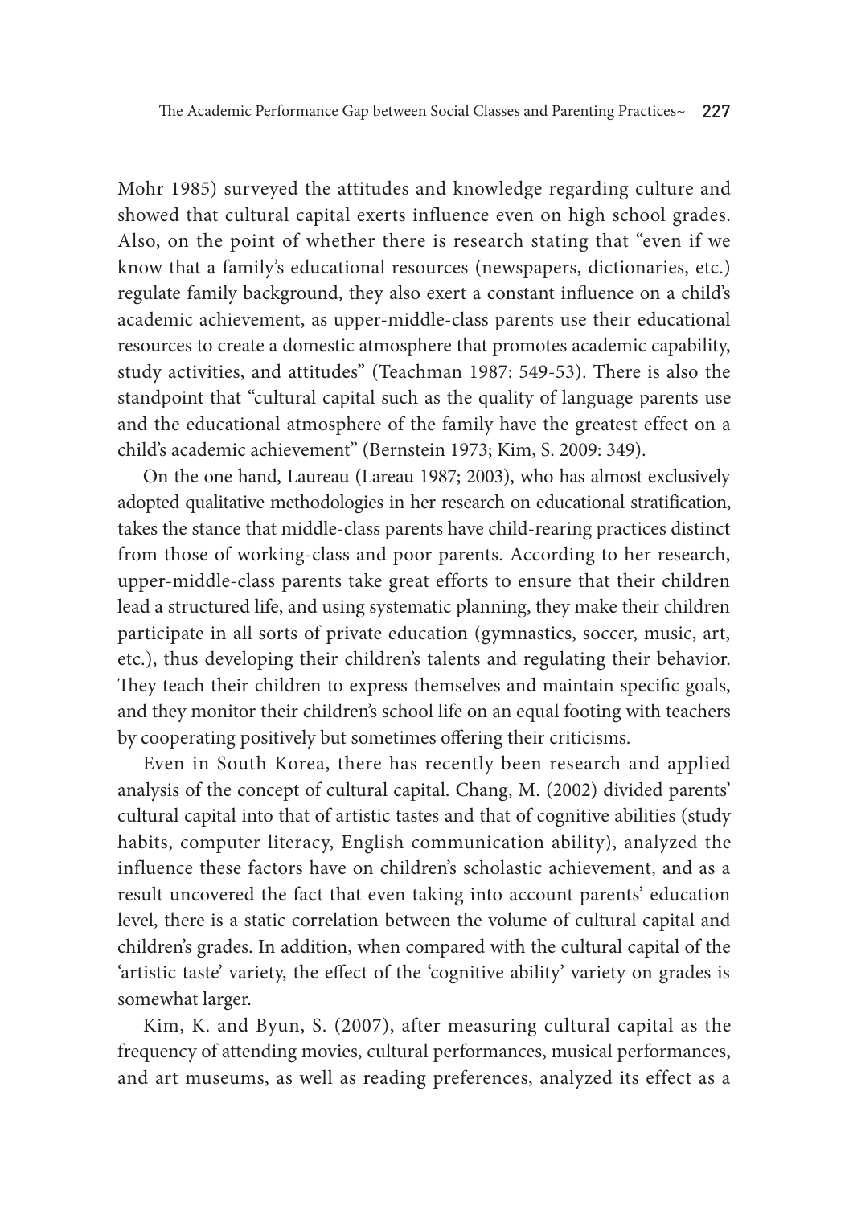Mohr 1985) surveyed the attitudes and knowledge regarding culture and showed that cultural capital exerts influence even on high school grades. Also, on the point of whether there is research stating that "even if we know that a family's educational resources (newspapers, dictionaries, etc.) regulate family background, they also exert a constant influence on a child's academic achievement, as upper-middle-class parents use their educational resources to create a domestic atmosphere that promotes academic capability, study activities, and attitudes" (Teachman 1987: 549-53). There is also the standpoint that "cultural capital such as the quality of language parents use and the educational atmosphere of the family have the greatest effect on a child's academic achievement" (Bernstein 1973; Kim, S. 2009: 349).

On the one hand, Laureau (Lareau 1987; 2003), who has almost exclusively adopted qualitative methodologies in her research on educational stratification, takes the stance that middle-class parents have child-rearing practices distinct from those of working-class and poor parents. According to her research, upper-middle-class parents take great efforts to ensure that their children lead a structured life, and using systematic planning, they make their children participate in all sorts of private education (gymnastics, soccer, music, art, etc.), thus developing their children's talents and regulating their behavior. They teach their children to express themselves and maintain specific goals, and they monitor their children's school life on an equal footing with teachers by cooperating positively but sometimes offering their criticisms.

Even in South Korea, there has recently been research and applied analysis of the concept of cultural capital. Chang, M. (2002) divided parents' cultural capital into that of artistic tastes and that of cognitive abilities (study habits, computer literacy, English communication ability), analyzed the influence these factors have on children's scholastic achievement, and as a result uncovered the fact that even taking into account parents' education level, there is a static correlation between the volume of cultural capital and children's grades. In addition, when compared with the cultural capital of the 'artistic taste' variety, the effect of the 'cognitive ability' variety on grades is somewhat larger.

Kim, K. and Byun, S. (2007), after measuring cultural capital as the frequency of attending movies, cultural performances, musical performances, and art museums, as well as reading preferences, analyzed its effect as a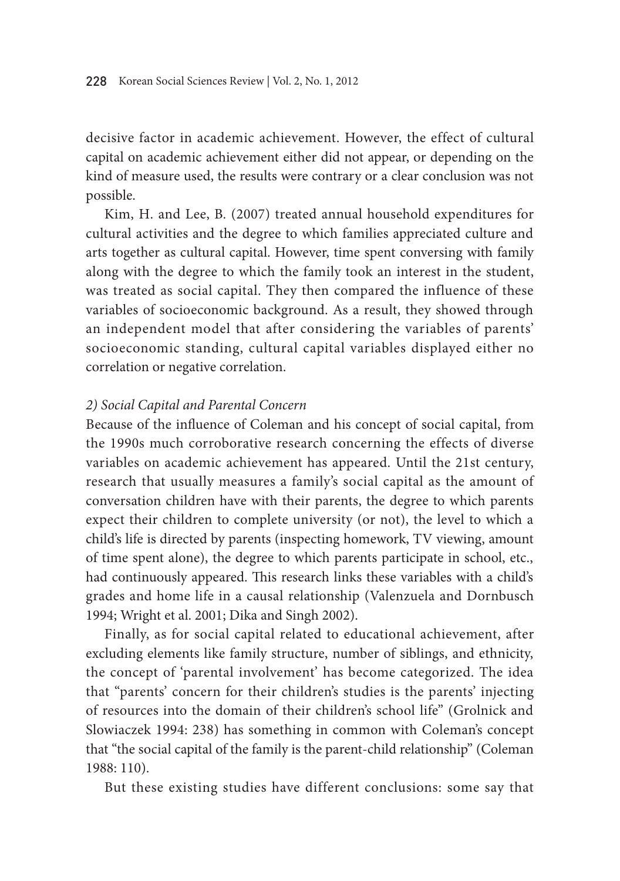decisive factor in academic achievement. However, the effect of cultural capital on academic achievement either did not appear, or depending on the kind of measure used, the results were contrary or a clear conclusion was not possible.

Kim, H. and Lee, B. (2007) treated annual household expenditures for cultural activities and the degree to which families appreciated culture and arts together as cultural capital. However, time spent conversing with family along with the degree to which the family took an interest in the student, was treated as social capital. They then compared the influence of these variables of socioeconomic background. As a result, they showed through an independent model that after considering the variables of parents' socioeconomic standing, cultural capital variables displayed either no correlation or negative correlation.

*2) Social Capital and Parental Concern*

Because of the influence of Coleman and his concept of social capital, from the 1990s much corroborative research concerning the effects of diverse variables on academic achievement has appeared. Until the 21st century, research that usually measures a family's social capital as the amount of conversation children have with their parents, the degree to which parents expect their children to complete university (or not), the level to which a child's life is directed by parents (inspecting homework, TV viewing, amount of time spent alone), the degree to which parents participate in school, etc., had continuously appeared. This research links these variables with a child's grades and home life in a causal relationship (Valenzuela and Dornbusch 1994; Wright et al. 2001; Dika and Singh 2002).

Finally, as for social capital related to educational achievement, after excluding elements like family structure, number of siblings, and ethnicity, the concept of 'parental involvement' has become categorized. The idea that "parents' concern for their children's studies is the parents' injecting of resources into the domain of their children's school life" (Grolnick and Slowiaczek 1994: 238) has something in common with Coleman's concept that "the social capital of the family is the parent-child relationship" (Coleman 1988: 110).

But these existing studies have different conclusions: some say that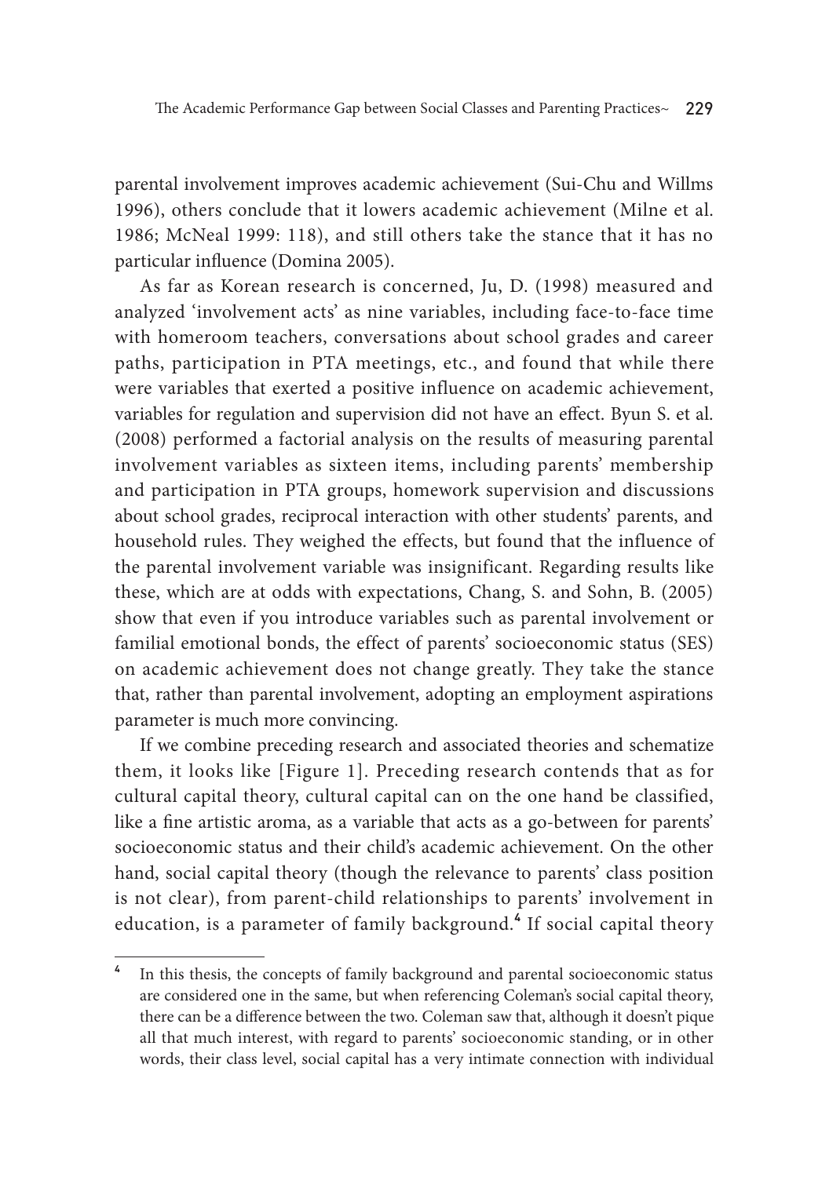parental involvement improves academic achievement (Sui-Chu and Willms 1996), others conclude that it lowers academic achievement (Milne et al. 1986; McNeal 1999: 118), and still others take the stance that it has no particular influence (Domina 2005).

As far as Korean research is concerned, Ju, D. (1998) measured and analyzed 'involvement acts' as nine variables, including face-to-face time with homeroom teachers, conversations about school grades and career paths, participation in PTA meetings, etc., and found that while there were variables that exerted a positive influence on academic achievement, variables for regulation and supervision did not have an effect. Byun S. et al. (2008) performed a factorial analysis on the results of measuring parental involvement variables as sixteen items, including parents' membership and participation in PTA groups, homework supervision and discussions about school grades, reciprocal interaction with other students' parents, and household rules. They weighed the effects, but found that the influence of the parental involvement variable was insignificant. Regarding results like these, which are at odds with expectations, Chang, S. and Sohn, B. (2005) show that even if you introduce variables such as parental involvement or familial emotional bonds, the effect of parents' socioeconomic status (SES) on academic achievement does not change greatly. They take the stance that, rather than parental involvement, adopting an employment aspirations parameter is much more convincing.

If we combine preceding research and associated theories and schematize them, it looks like [Figure 1]. Preceding research contends that as for cultural capital theory, cultural capital can on the one hand be classified, like a fine artistic aroma, as a variable that acts as a go-between for parents' socioeconomic status and their child's academic achievement. On the other hand, social capital theory (though the relevance to parents' class position is not clear), from parent-child relationships to parents' involvement in education, is a parameter of family background.[4] If social capital theory

[4] In this thesis, the concepts of family background and parental socioeconomic status are considered one in the same, but when referencing Coleman's social capital theory, there can be a difference between the two. Coleman saw that, although it doesn't pique all that much interest, with regard to parents' socioeconomic standing, or in other words, their class level, social capital has a very intimate connection with individual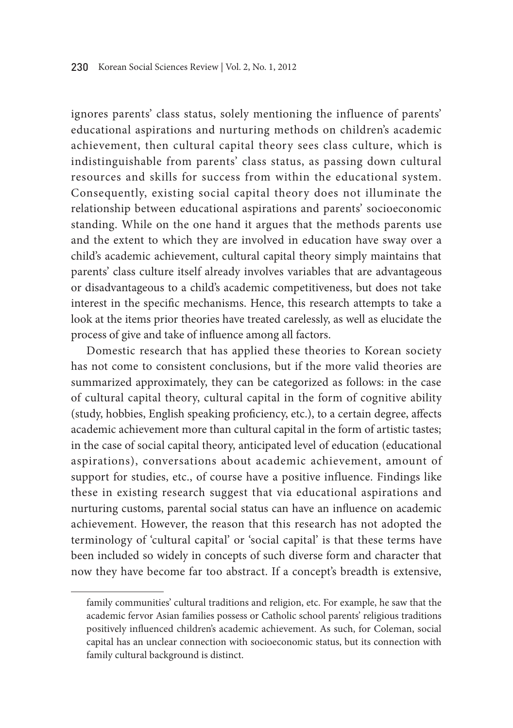ignores parents' class status, solely mentioning the influence of parents' educational aspirations and nurturing methods on children's academic achievement, then cultural capital theory sees class culture, which is indistinguishable from parents' class status, as passing down cultural resources and skills for success from within the educational system. Consequently, existing social capital theory does not illuminate the relationship between educational aspirations and parents' socioeconomic standing. While on the one hand it argues that the methods parents use and the extent to which they are involved in education have sway over a child's academic achievement, cultural capital theory simply maintains that parents' class culture itself already involves variables that are advantageous or disadvantageous to a child's academic competitiveness, but does not take interest in the specific mechanisms. Hence, this research attempts to take a look at the items prior theories have treated carelessly, as well as elucidate the process of give and take of influence among all factors.

Domestic research that has applied these theories to Korean society has not come to consistent conclusions, but if the more valid theories are summarized approximately, they can be categorized as follows: in the case of cultural capital theory, cultural capital in the form of cognitive ability (study, hobbies, English speaking proficiency, etc.), to a certain degree, affects academic achievement more than cultural capital in the form of artistic tastes; in the case of social capital theory, anticipated level of education (educational aspirations), conversations about academic achievement, amount of support for studies, etc., of course have a positive influence. Findings like these in existing research suggest that via educational aspirations and nurturing customs, parental social status can have an influence on academic achievement. However, the reason that this research has not adopted the terminology of 'cultural capital' or 'social capital' is that these terms have been included so widely in concepts of such diverse form and character that now they have become far too abstract. If a concept's breadth is extensive,

---

family communities' cultural traditions and religion, etc. For example, he saw that the academic fervor Asian families possess or Catholic school parents' religious traditions positively influenced children's academic achievement. As such, for Coleman, social capital has an unclear connection with socioeconomic status, but its connection with family cultural background is distinct.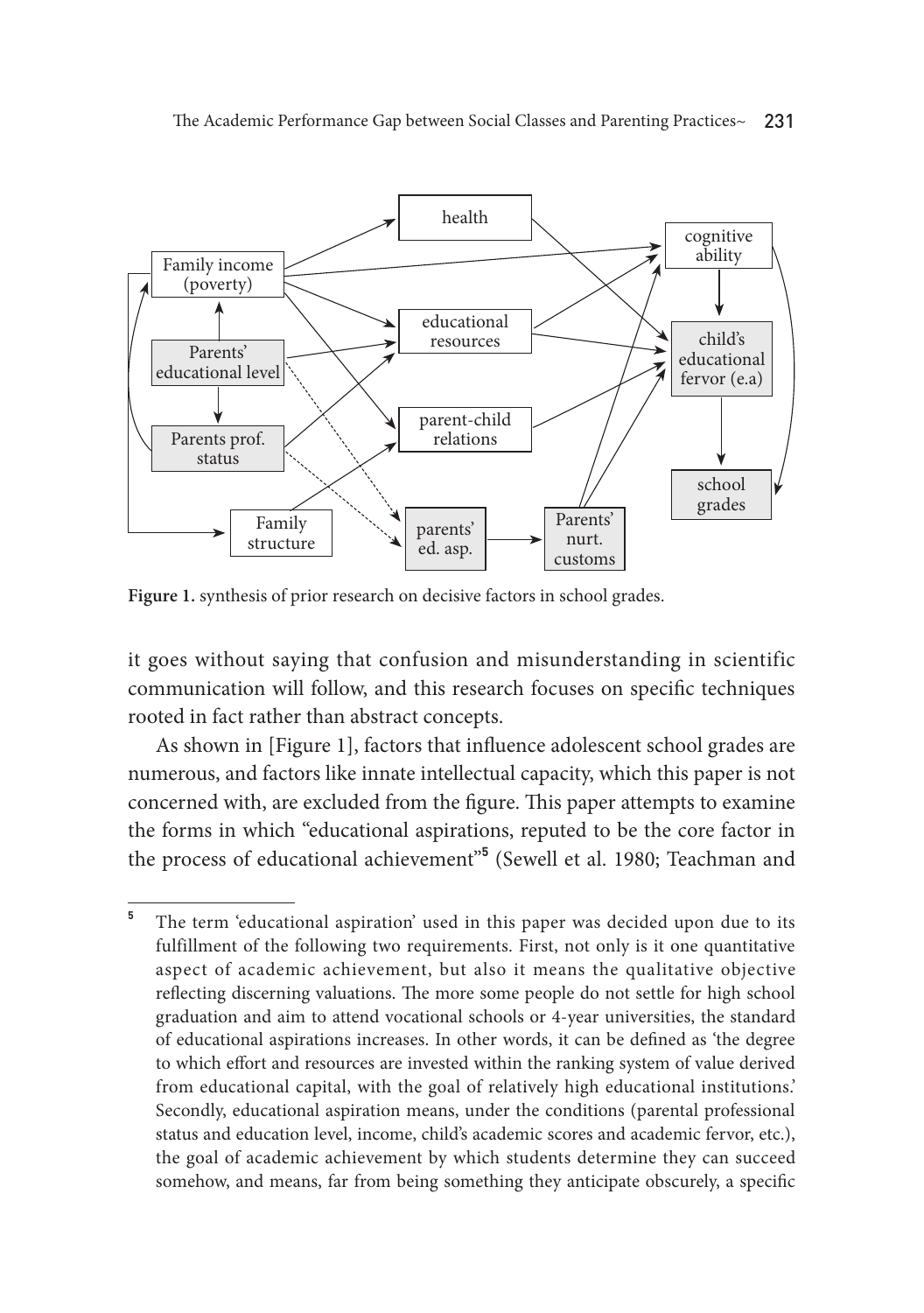**Figure 1.** synthesis of prior research on decisive factors in school grades.

it goes without saying that confusion and misunderstanding in scientific communication will follow, and this research focuses on specific techniques rooted in fact rather than abstract concepts.

As shown in [Figure 1], factors that influence adolescent school grades are numerous, and factors like innate intellectual capacity, which this paper is not concerned with, are excluded from the figure. This paper attempts to examine the forms in which "educational aspirations, reputed to be the core factor in the process of educational achievement"[5] (Sewell et al. 1980; Teachman and

---

[5] The term 'educational aspiration' used in this paper was decided upon due to its fulfillment of the following two requirements. First, not only is it one quantitative aspect of academic achievement, but also it means the qualitative objective reflecting discerning valuations. The more some people do not settle for high school graduation and aim to attend vocational schools or 4-year universities, the standard of educational aspirations increases. In other words, it can be defined as 'the degree to which effort and resources are invested within the ranking system of value derived from educational capital, with the goal of relatively high educational institutions.' Secondly, educational aspiration means, under the conditions (parental professional status and education level, income, child's academic scores and academic fervor, etc.), the goal of academic achievement by which students determine they can succeed somehow, and means, far from being something they anticipate obscurely, a specific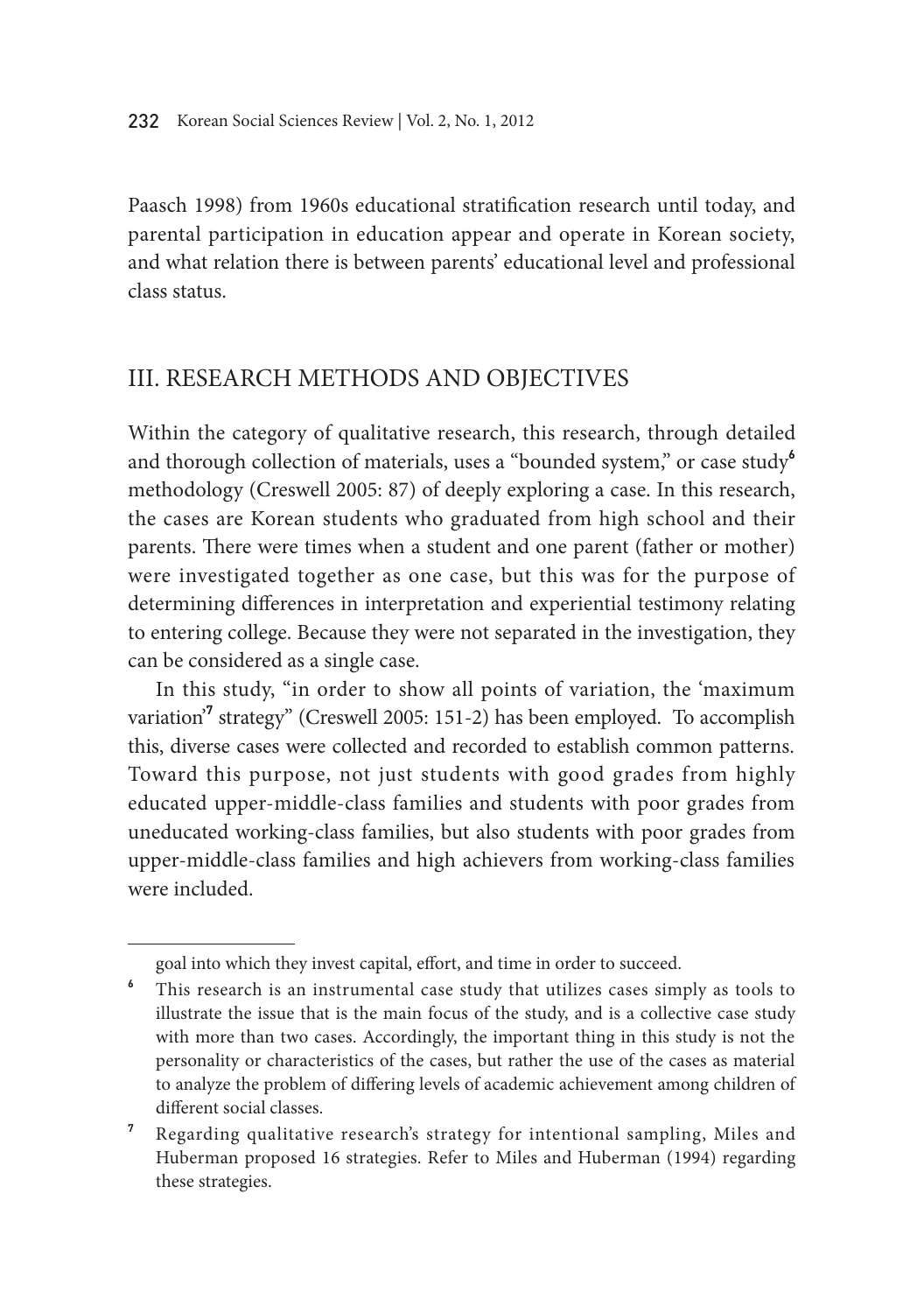Paasch 1998) from 1960s educational stratification research until today, and parental participation in education appear and operate in Korean society, and what relation there is between parents' educational level and professional class status.

## III. RESEARCH METHODS AND OBJECTIVES

Within the category of qualitative research, this research, through detailed and thorough collection of materials, uses a "bounded system," or case study[6] methodology (Creswell 2005: 87) of deeply exploring a case. In this research, the cases are Korean students who graduated from high school and their parents. There were times when a student and one parent (father or mother) were investigated together as one case, but this was for the purpose of determining differences in interpretation and experiential testimony relating to entering college. Because they were not separated in the investigation, they can be considered as a single case.

In this study, "in order to show all points of variation, the 'maximum variation'[7] strategy" (Creswell 2005: 151-2) has been employed. To accomplish this, diverse cases were collected and recorded to establish common patterns. Toward this purpose, not just students with good grades from highly educated upper-middle-class families and students with poor grades from uneducated working-class families, but also students with poor grades from upper-middle-class families and high achievers from working-class families were included.

---

goal into which they invest capital, effort, and time in order to succeed.

[6] This research is an instrumental case study that utilizes cases simply as tools to illustrate the issue that is the main focus of the study, and is a collective case study with more than two cases. Accordingly, the important thing in this study is not the personality or characteristics of the cases, but rather the use of the cases as material to analyze the problem of differing levels of academic achievement among children of different social classes.

[7] Regarding qualitative research's strategy for intentional sampling, Miles and Huberman proposed 16 strategies. Refer to Miles and Huberman (1994) regarding these strategies.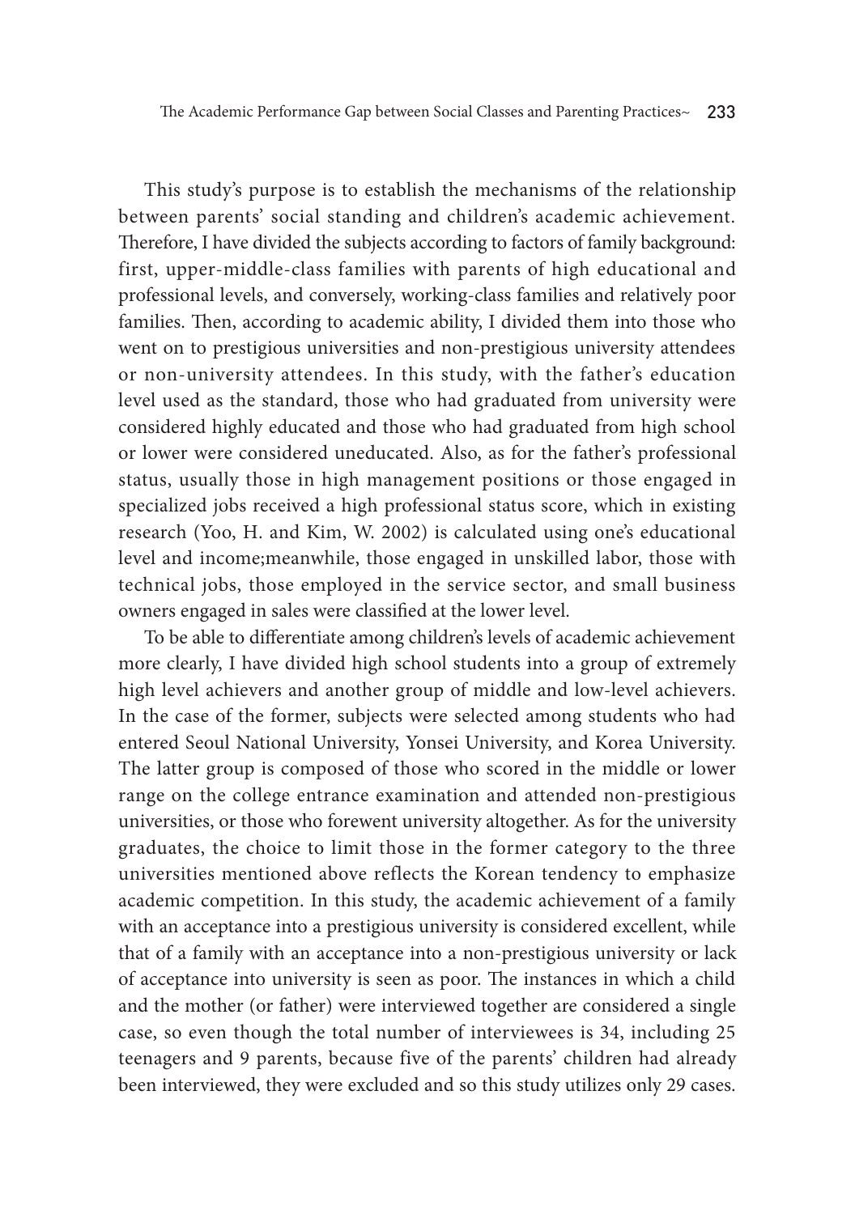This study's purpose is to establish the mechanisms of the relationship between parents' social standing and children's academic achievement. Therefore, I have divided the subjects according to factors of family background: first, upper-middle-class families with parents of high educational and professional levels, and conversely, working-class families and relatively poor families. Then, according to academic ability, I divided them into those who went on to prestigious universities and non-prestigious university attendees or non-university attendees. In this study, with the father's education level used as the standard, those who had graduated from university were considered highly educated and those who had graduated from high school or lower were considered uneducated. Also, as for the father's professional status, usually those in high management positions or those engaged in specialized jobs received a high professional status score, which in existing research (Yoo, H. and Kim, W. 2002) is calculated using one's educational level and income;meanwhile, those engaged in unskilled labor, those with technical jobs, those employed in the service sector, and small business owners engaged in sales were classified at the lower level.

To be able to differentiate among children's levels of academic achievement more clearly, I have divided high school students into a group of extremely high level achievers and another group of middle and low-level achievers. In the case of the former, subjects were selected among students who had entered Seoul National University, Yonsei University, and Korea University. The latter group is composed of those who scored in the middle or lower range on the college entrance examination and attended non-prestigious universities, or those who forewent university altogether. As for the university graduates, the choice to limit those in the former category to the three universities mentioned above reflects the Korean tendency to emphasize academic competition. In this study, the academic achievement of a family with an acceptance into a prestigious university is considered excellent, while that of a family with an acceptance into a non-prestigious university or lack of acceptance into university is seen as poor. The instances in which a child and the mother (or father) were interviewed together are considered a single case, so even though the total number of interviewees is 34, including 25 teenagers and 9 parents, because five of the parents' children had already been interviewed, they were excluded and so this study utilizes only 29 cases.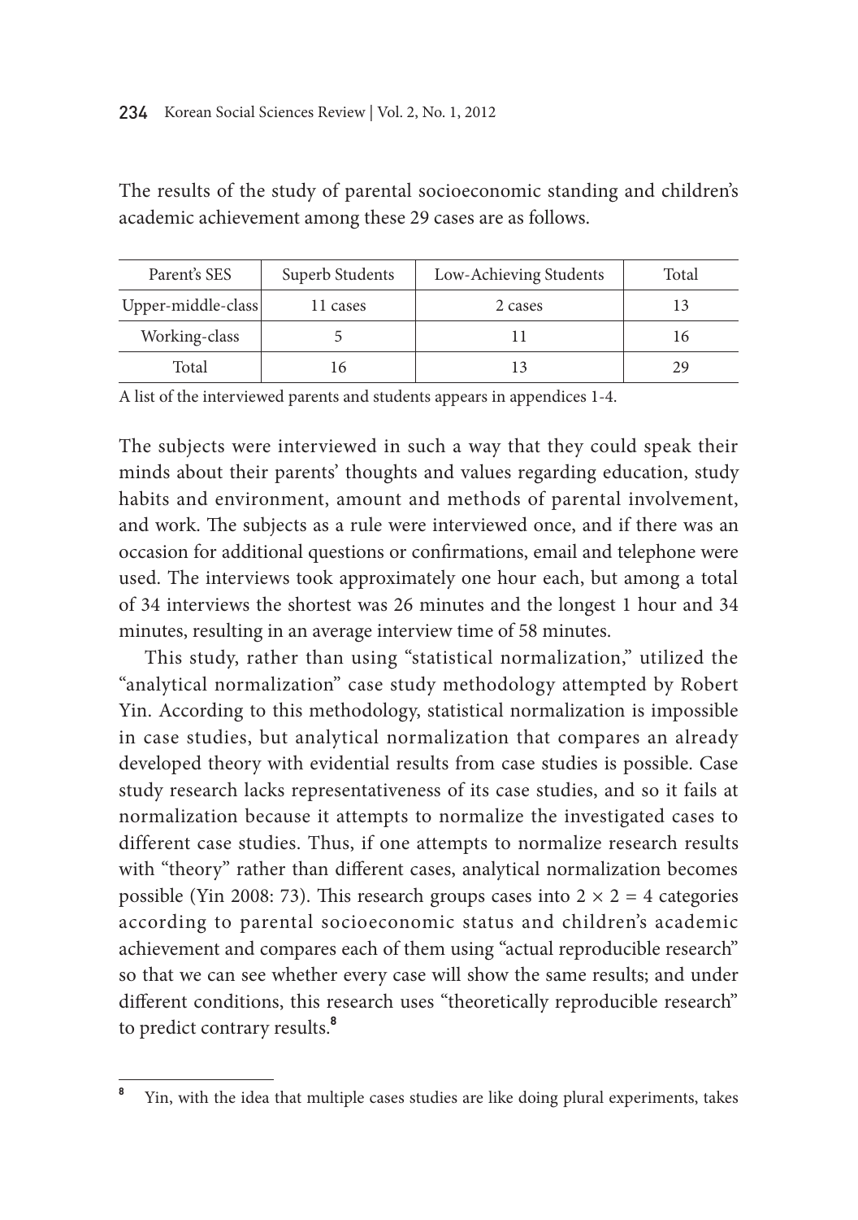The results of the study of parental socioeconomic standing and children's academic achievement among these 29 cases are as follows.

| Parent's SES | Superb Students | Low-Achieving Students | Total |
| --- | --- | --- | --- |
| Upper-middle-class | 11 cases | 2 cases | 13 |
| Working-class | 5 | 11 | 16 |
| Total | 16 | 13 | 29 |

A list of the interviewed parents and students appears in appendices 1-4.

The subjects were interviewed in such a way that they could speak their minds about their parents' thoughts and values regarding education, study habits and environment, amount and methods of parental involvement, and work. The subjects as a rule were interviewed once, and if there was an occasion for additional questions or confirmations, email and telephone were used. The interviews took approximately one hour each, but among a total of 34 interviews the shortest was 26 minutes and the longest 1 hour and 34 minutes, resulting in an average interview time of 58 minutes.

This study, rather than using "statistical normalization," utilized the "analytical normalization" case study methodology attempted by Robert Yin. According to this methodology, statistical normalization is impossible in case studies, but analytical normalization that compares an already developed theory with evidential results from case studies is possible. Case study research lacks representativeness of its case studies, and so it fails at normalization because it attempts to normalize the investigated cases to different case studies. Thus, if one attempts to normalize research results with "theory" rather than different cases, analytical normalization becomes possible (Yin 2008: 73). This research groups cases into $2 \times 2 = 4$ categories according to parental socioeconomic status and children's academic achievement and compares each of them using "actual reproducible research" so that we can see whether every case will show the same results; and under different conditions, this research uses "theoretically reproducible research" to predict contrary results.[8]

[8] Yin, with the idea that multiple cases studies are like doing plural experiments, takes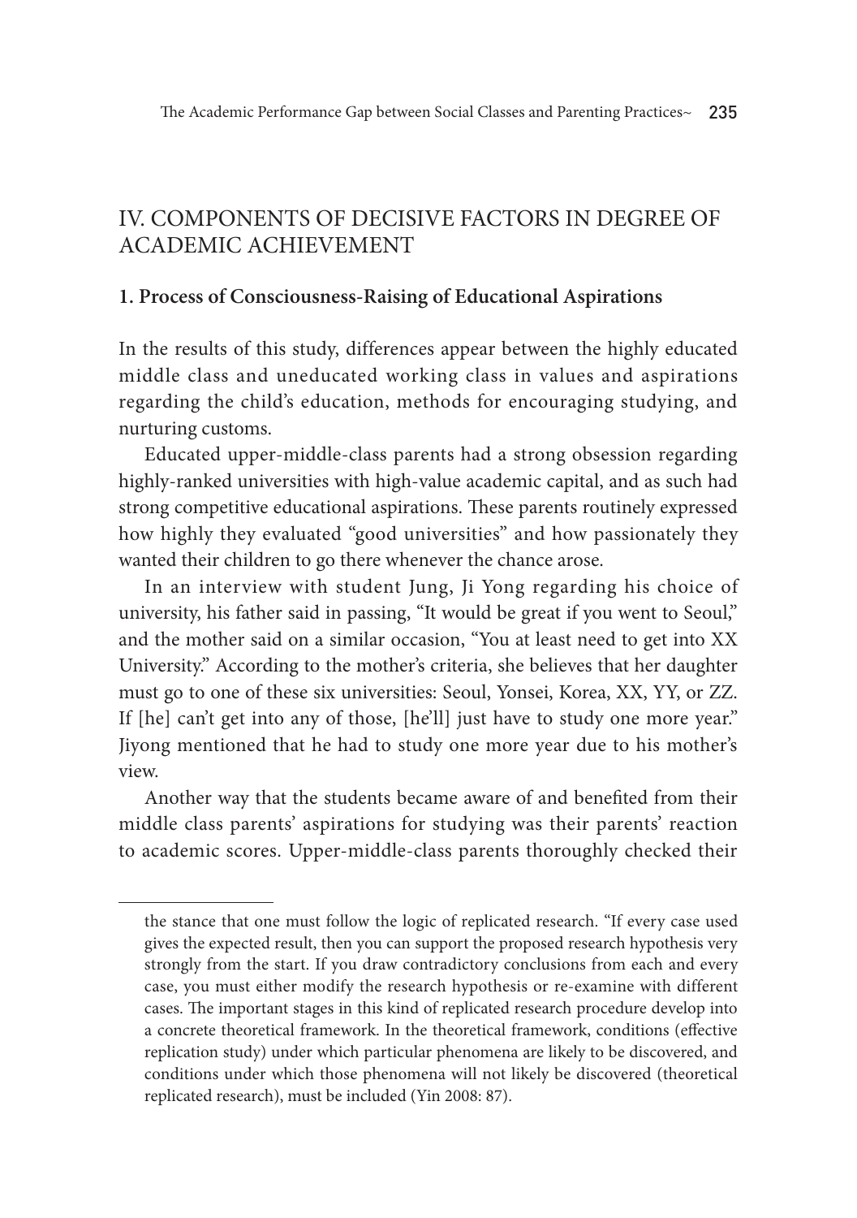## IV. COMPONENTS OF DECISIVE FACTORS IN DEGREE OF ACADEMIC ACHIEVEMENT

### 1. Process of Consciousness-Raising of Educational Aspirations

In the results of this study, differences appear between the highly educated middle class and uneducated working class in values and aspirations regarding the child's education, methods for encouraging studying, and nurturing customs.

Educated upper-middle-class parents had a strong obsession regarding highly-ranked universities with high-value academic capital, and as such had strong competitive educational aspirations. These parents routinely expressed how highly they evaluated "good universities" and how passionately they wanted their children to go there whenever the chance arose.

In an interview with student Jung, Ji Yong regarding his choice of university, his father said in passing, "It would be great if you went to Seoul," and the mother said on a similar occasion, "You at least need to get into XX University." According to the mother's criteria, she believes that her daughter must go to one of these six universities: Seoul, Yonsei, Korea, XX, YY, or ZZ. If [he] can't get into any of those, [he'll] just have to study one more year." Jiyong mentioned that he had to study one more year due to his mother's view.

Another way that the students became aware of and benefited from their middle class parents' aspirations for studying was their parents' reaction to academic scores. Upper-middle-class parents thoroughly checked their

---

the stance that one must follow the logic of replicated research. "If every case used gives the expected result, then you can support the proposed research hypothesis very strongly from the start. If you draw contradictory conclusions from each and every case, you must either modify the research hypothesis or re-examine with different cases. The important stages in this kind of replicated research procedure develop into a concrete theoretical framework. In the theoretical framework, conditions (effective replication study) under which particular phenomena are likely to be discovered, and conditions under which those phenomena will not likely be discovered (theoretical replicated research), must be included (Yin 2008: 87).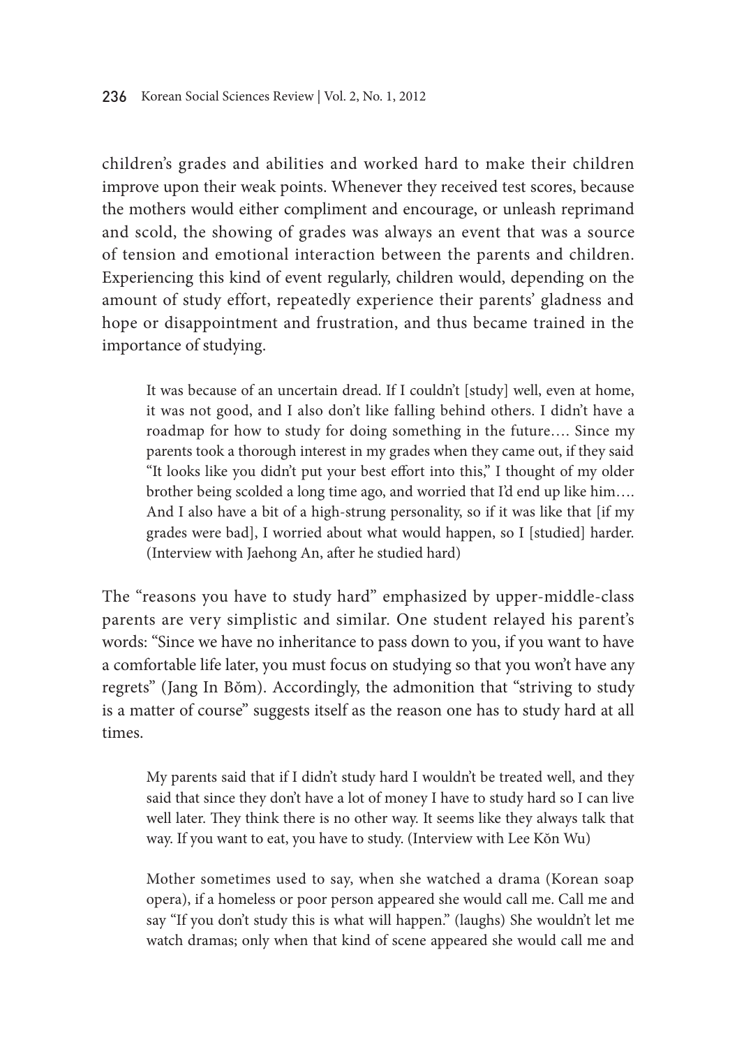children's grades and abilities and worked hard to make their children improve upon their weak points. Whenever they received test scores, because the mothers would either compliment and encourage, or unleash reprimand and scold, the showing of grades was always an event that was a source of tension and emotional interaction between the parents and children. Experiencing this kind of event regularly, children would, depending on the amount of study effort, repeatedly experience their parents' gladness and hope or disappointment and frustration, and thus became trained in the importance of studying.

> It was because of an uncertain dread. If I couldn't [study] well, even at home, it was not good, and I also don't like falling behind others. I didn't have a roadmap for how to study for doing something in the future…. Since my parents took a thorough interest in my grades when they came out, if they said "It looks like you didn't put your best effort into this," I thought of my older brother being scolded a long time ago, and worried that I'd end up like him…. And I also have a bit of a high-strung personality, so if it was like that [if my grades were bad], I worried about what would happen, so I [studied] harder. (Interview with Jaehong An, after he studied hard)

The "reasons you have to study hard" emphasized by upper-middle-class parents are very simplistic and similar. One student relayed his parent's words: "Since we have no inheritance to pass down to you, if you want to have a comfortable life later, you must focus on studying so that you won't have any regrets" (Jang In Bŏm). Accordingly, the admonition that "striving to study is a matter of course" suggests itself as the reason one has to study hard at all times.

> My parents said that if I didn't study hard I wouldn't be treated well, and they said that since they don't have a lot of money I have to study hard so I can live well later. They think there is no other way. It seems like they always talk that way. If you want to eat, you have to study. (Interview with Lee Kŏn Wu)

> Mother sometimes used to say, when she watched a drama (Korean soap opera), if a homeless or poor person appeared she would call me. Call me and say "If you don't study this is what will happen." (laughs) She wouldn't let me watch dramas; only when that kind of scene appeared she would call me and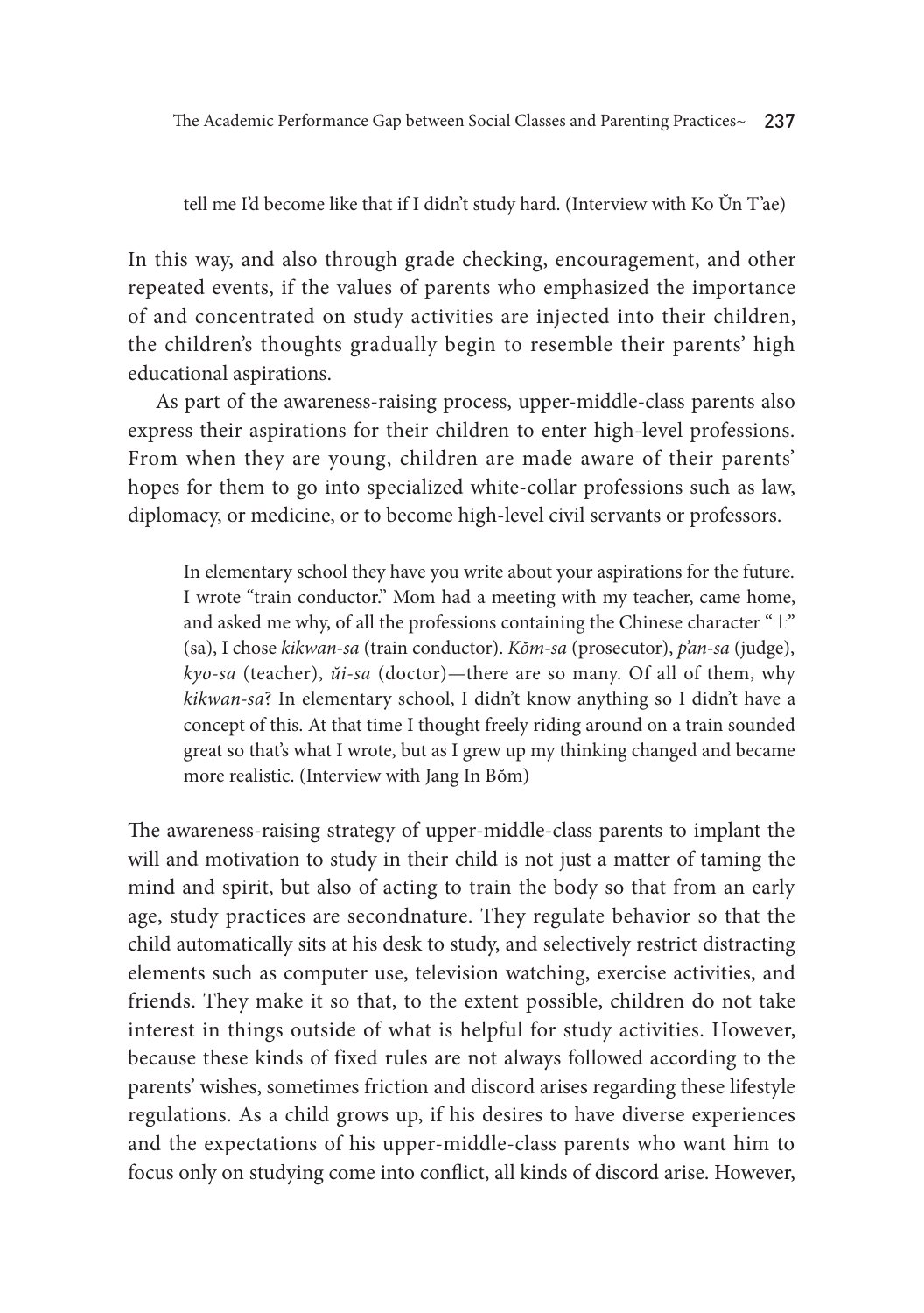> tell me I'd become like that if I didn't study hard. (Interview with Ko Ŭn T'ae)

In this way, and also through grade checking, encouragement, and other repeated events, if the values of parents who emphasized the importance of and concentrated on study activities are injected into their children, the children's thoughts gradually begin to resemble their parents' high educational aspirations.

As part of the awareness-raising process, upper-middle-class parents also express their aspirations for their children to enter high-level professions. From when they are young, children are made aware of their parents' hopes for them to go into specialized white-collar professions such as law, diplomacy, or medicine, or to become high-level civil servants or professors.

> In elementary school they have you write about your aspirations for the future. I wrote "train conductor." Mom had a meeting with my teacher, came home, and asked me why, of all the professions containing the Chinese character "士" (sa), I chose *kikwan-sa* (train conductor). *Kŏm-sa* (prosecutor), *p'an-sa* (judge), *kyo-sa* (teacher), *ŭi-sa* (doctor)—there are so many. Of all of them, why *kikwan-sa*? In elementary school, I didn't know anything so I didn't have a concept of this. At that time I thought freely riding around on a train sounded great so that's what I wrote, but as I grew up my thinking changed and became more realistic. (Interview with Jang In Bŏm)

The awareness-raising strategy of upper-middle-class parents to implant the will and motivation to study in their child is not just a matter of taming the mind and spirit, but also of acting to train the body so that from an early age, study practices are secondnature. They regulate behavior so that the child automatically sits at his desk to study, and selectively restrict distracting elements such as computer use, television watching, exercise activities, and friends. They make it so that, to the extent possible, children do not take interest in things outside of what is helpful for study activities. However, because these kinds of fixed rules are not always followed according to the parents' wishes, sometimes friction and discord arises regarding these lifestyle regulations. As a child grows up, if his desires to have diverse experiences and the expectations of his upper-middle-class parents who want him to focus only on studying come into conflict, all kinds of discord arise. However,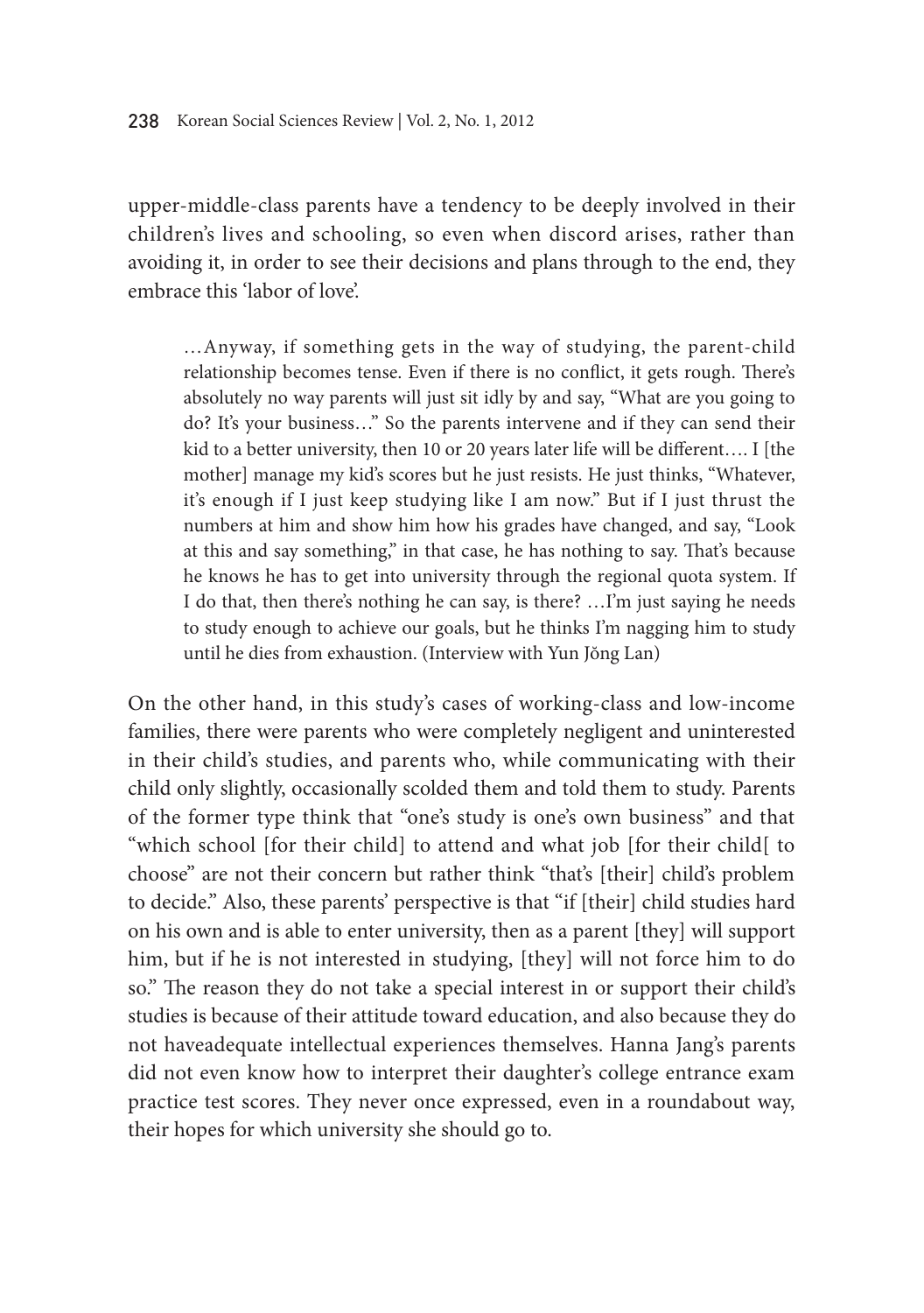upper-middle-class parents have a tendency to be deeply involved in their children's lives and schooling, so even when discord arises, rather than avoiding it, in order to see their decisions and plans through to the end, they embrace this 'labor of love'.

> …Anyway, if something gets in the way of studying, the parent-child relationship becomes tense. Even if there is no conflict, it gets rough. There's absolutely no way parents will just sit idly by and say, "What are you going to do? It's your business…" So the parents intervene and if they can send their kid to a better university, then 10 or 20 years later life will be different…. I [the mother] manage my kid's scores but he just resists. He just thinks, "Whatever, it's enough if I just keep studying like I am now." But if I just thrust the numbers at him and show him how his grades have changed, and say, "Look at this and say something," in that case, he has nothing to say. That's because he knows he has to get into university through the regional quota system. If I do that, then there's nothing he can say, is there? …I'm just saying he needs to study enough to achieve our goals, but he thinks I'm nagging him to study until he dies from exhaustion. (Interview with Yun Jŏng Lan)

On the other hand, in this study's cases of working-class and low-income families, there were parents who were completely negligent and uninterested in their child's studies, and parents who, while communicating with their child only slightly, occasionally scolded them and told them to study. Parents of the former type think that "one's study is one's own business" and that "which school [for their child] to attend and what job [for their child[ to choose" are not their concern but rather think "that's [their] child's problem to decide." Also, these parents' perspective is that "if [their] child studies hard on his own and is able to enter university, then as a parent [they] will support him, but if he is not interested in studying, [they] will not force him to do so." The reason they do not take a special interest in or support their child's studies is because of their attitude toward education, and also because they do not haveadequate intellectual experiences themselves. Hanna Jang's parents did not even know how to interpret their daughter's college entrance exam practice test scores. They never once expressed, even in a roundabout way, their hopes for which university she should go to.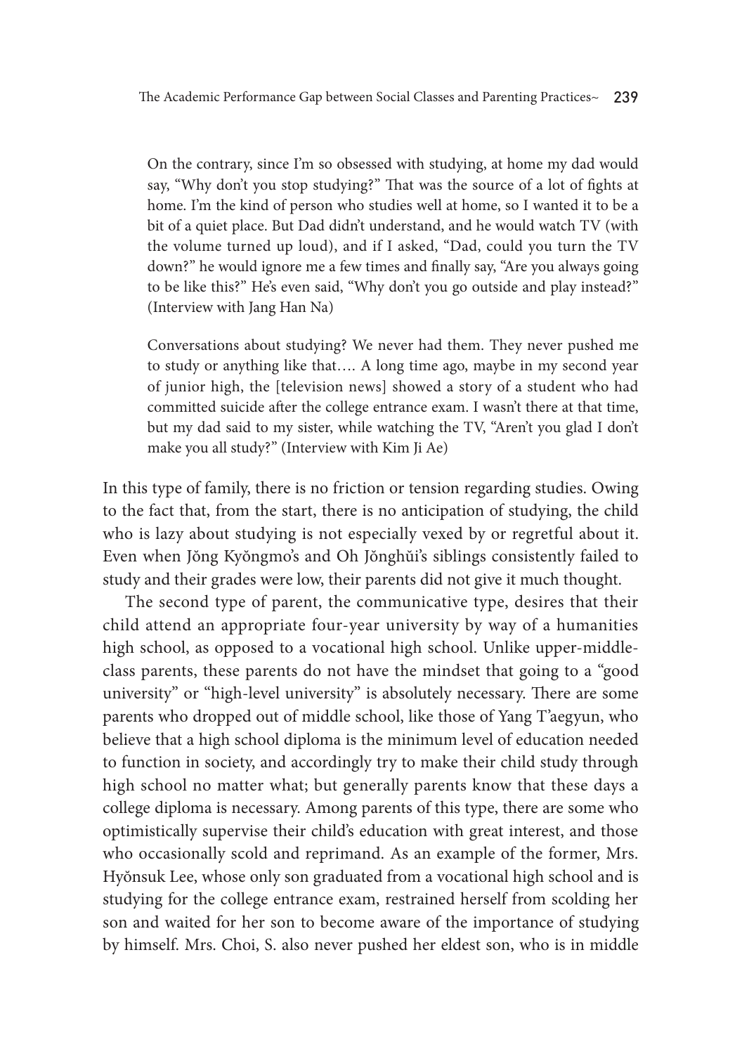> On the contrary, since I'm so obsessed with studying, at home my dad would say, "Why don't you stop studying?" That was the source of a lot of fights at home. I'm the kind of person who studies well at home, so I wanted it to be a bit of a quiet place. But Dad didn't understand, and he would watch TV (with the volume turned up loud), and if I asked, "Dad, could you turn the TV down?" he would ignore me a few times and finally say, "Are you always going to be like this?" He's even said, "Why don't you go outside and play instead?" (Interview with Jang Han Na)

> Conversations about studying? We never had them. They never pushed me to study or anything like that…. A long time ago, maybe in my second year of junior high, the [television news] showed a story of a student who had committed suicide after the college entrance exam. I wasn't there at that time, but my dad said to my sister, while watching the TV, "Aren't you glad I don't make you all study?" (Interview with Kim Ji Ae)

In this type of family, there is no friction or tension regarding studies. Owing to the fact that, from the start, there is no anticipation of studying, the child who is lazy about studying is not especially vexed by or regretful about it. Even when Jŏng Kyŏngmo's and Oh Jŏnghŭi's siblings consistently failed to study and their grades were low, their parents did not give it much thought.

The second type of parent, the communicative type, desires that their child attend an appropriate four-year university by way of a humanities high school, as opposed to a vocational high school. Unlike upper-middle-class parents, these parents do not have the mindset that going to a "good university" or "high-level university" is absolutely necessary. There are some parents who dropped out of middle school, like those of Yang T'aegyun, who believe that a high school diploma is the minimum level of education needed to function in society, and accordingly try to make their child study through high school no matter what; but generally parents know that these days a college diploma is necessary. Among parents of this type, there are some who optimistically supervise their child's education with great interest, and those who occasionally scold and reprimand. As an example of the former, Mrs. Hyŏnsuk Lee, whose only son graduated from a vocational high school and is studying for the college entrance exam, restrained herself from scolding her son and waited for her son to become aware of the importance of studying by himself. Mrs. Choi, S. also never pushed her eldest son, who is in middle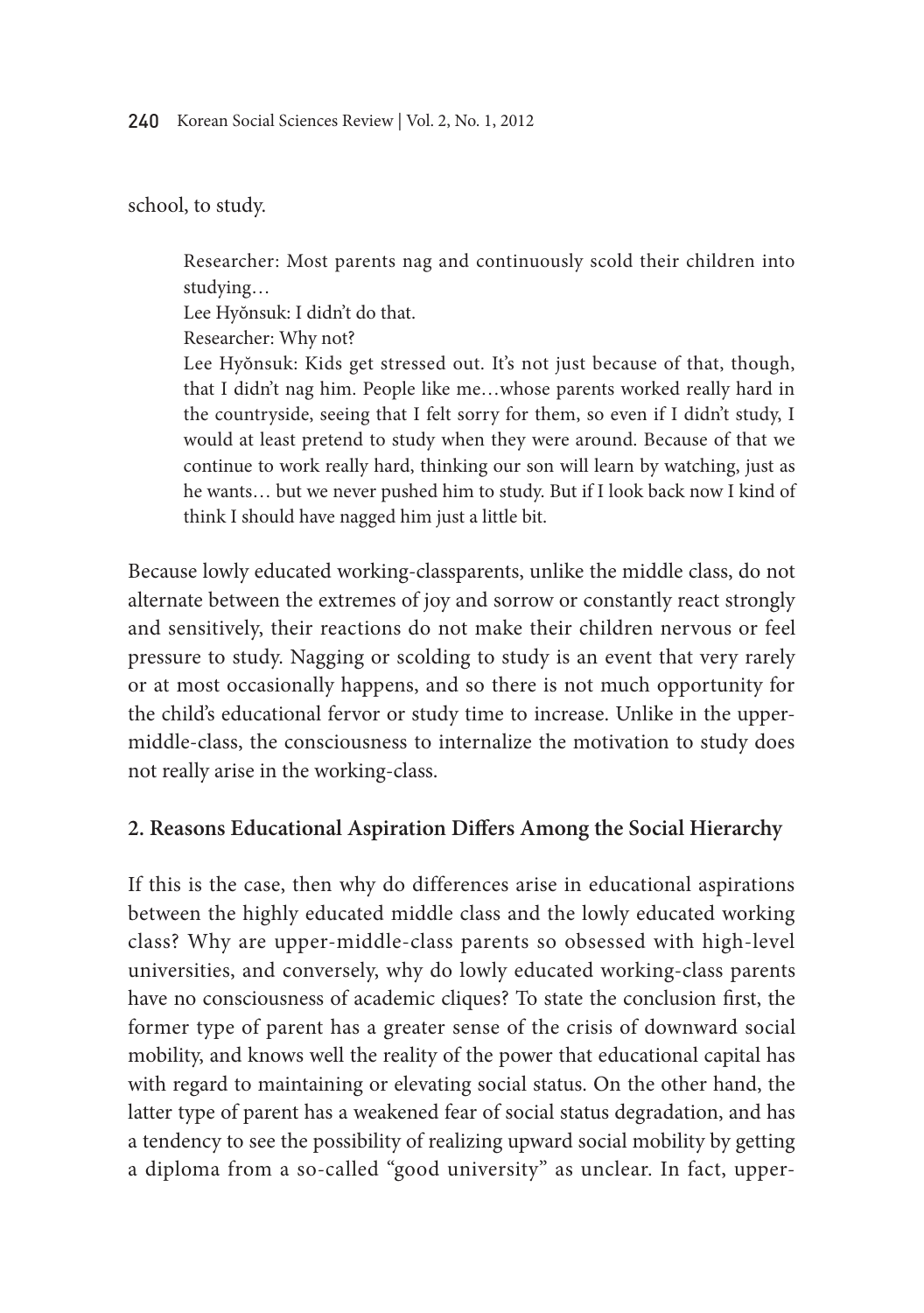school, to study.

> Researcher: Most parents nag and continuously scold their children into studying…
> Lee Hyŏnsuk: I didn't do that.
> Researcher: Why not?
> Lee Hyŏnsuk: Kids get stressed out. It's not just because of that, though, that I didn't nag him. People like me…whose parents worked really hard in the countryside, seeing that I felt sorry for them, so even if I didn't study, I would at least pretend to study when they were around. Because of that we continue to work really hard, thinking our son will learn by watching, just as he wants… but we never pushed him to study. But if I look back now I kind of think I should have nagged him just a little bit.

Because lowly educated working-classparents, unlike the middle class, do not alternate between the extremes of joy and sorrow or constantly react strongly and sensitively, their reactions do not make their children nervous or feel pressure to study. Nagging or scolding to study is an event that very rarely or at most occasionally happens, and so there is not much opportunity for the child's educational fervor or study time to increase. Unlike in the upper-middle-class, the consciousness to internalize the motivation to study does not really arise in the working-class.

## 2. Reasons Educational Aspiration Differs Among the Social Hierarchy

If this is the case, then why do differences arise in educational aspirations between the highly educated middle class and the lowly educated working class? Why are upper-middle-class parents so obsessed with high-level universities, and conversely, why do lowly educated working-class parents have no consciousness of academic cliques? To state the conclusion first, the former type of parent has a greater sense of the crisis of downward social mobility, and knows well the reality of the power that educational capital has with regard to maintaining or elevating social status. On the other hand, the latter type of parent has a weakened fear of social status degradation, and has a tendency to see the possibility of realizing upward social mobility by getting a diploma from a so-called "good university" as unclear. In fact, upper-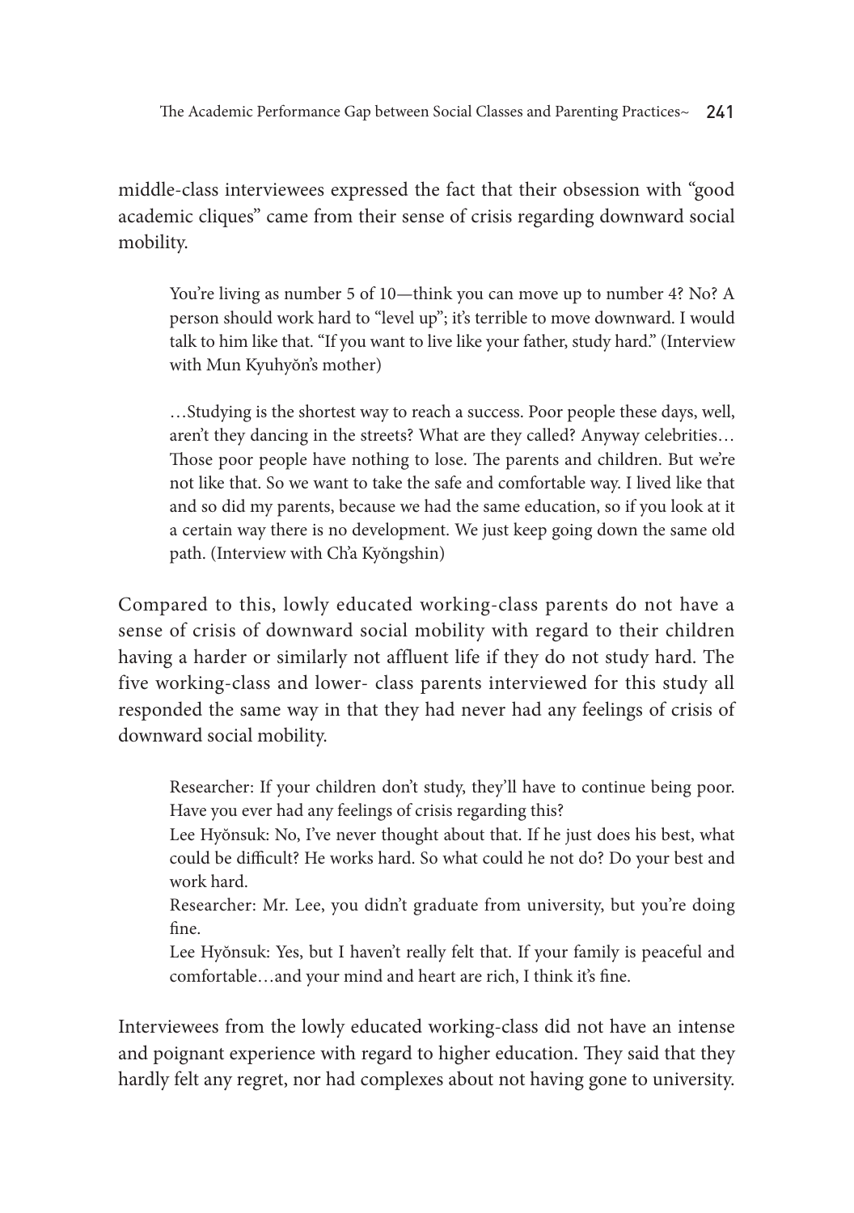middle-class interviewees expressed the fact that their obsession with "good academic cliques" came from their sense of crisis regarding downward social mobility.

> You're living as number 5 of 10—think you can move up to number 4? No? A person should work hard to "level up"; it's terrible to move downward. I would talk to him like that. "If you want to live like your father, study hard." (Interview with Mun Kyuhyŏn's mother)

> …Studying is the shortest way to reach a success. Poor people these days, well, aren't they dancing in the streets? What are they called? Anyway celebrities… Those poor people have nothing to lose. The parents and children. But we're not like that. So we want to take the safe and comfortable way. I lived like that and so did my parents, because we had the same education, so if you look at it a certain way there is no development. We just keep going down the same old path. (Interview with Ch'a Kyŏngshin)

Compared to this, lowly educated working-class parents do not have a sense of crisis of downward social mobility with regard to their children having a harder or similarly not affluent life if they do not study hard. The five working-class and lower- class parents interviewed for this study all responded the same way in that they had never had any feelings of crisis of downward social mobility.

> Researcher: If your children don't study, they'll have to continue being poor. Have you ever had any feelings of crisis regarding this?
> Lee Hyŏnsuk: No, I've never thought about that. If he just does his best, what could be difficult? He works hard. So what could he not do? Do your best and work hard.
> Researcher: Mr. Lee, you didn't graduate from university, but you're doing fine.
> Lee Hyŏnsuk: Yes, but I haven't really felt that. If your family is peaceful and comfortable…and your mind and heart are rich, I think it's fine.

Interviewees from the lowly educated working-class did not have an intense and poignant experience with regard to higher education. They said that they hardly felt any regret, nor had complexes about not having gone to university.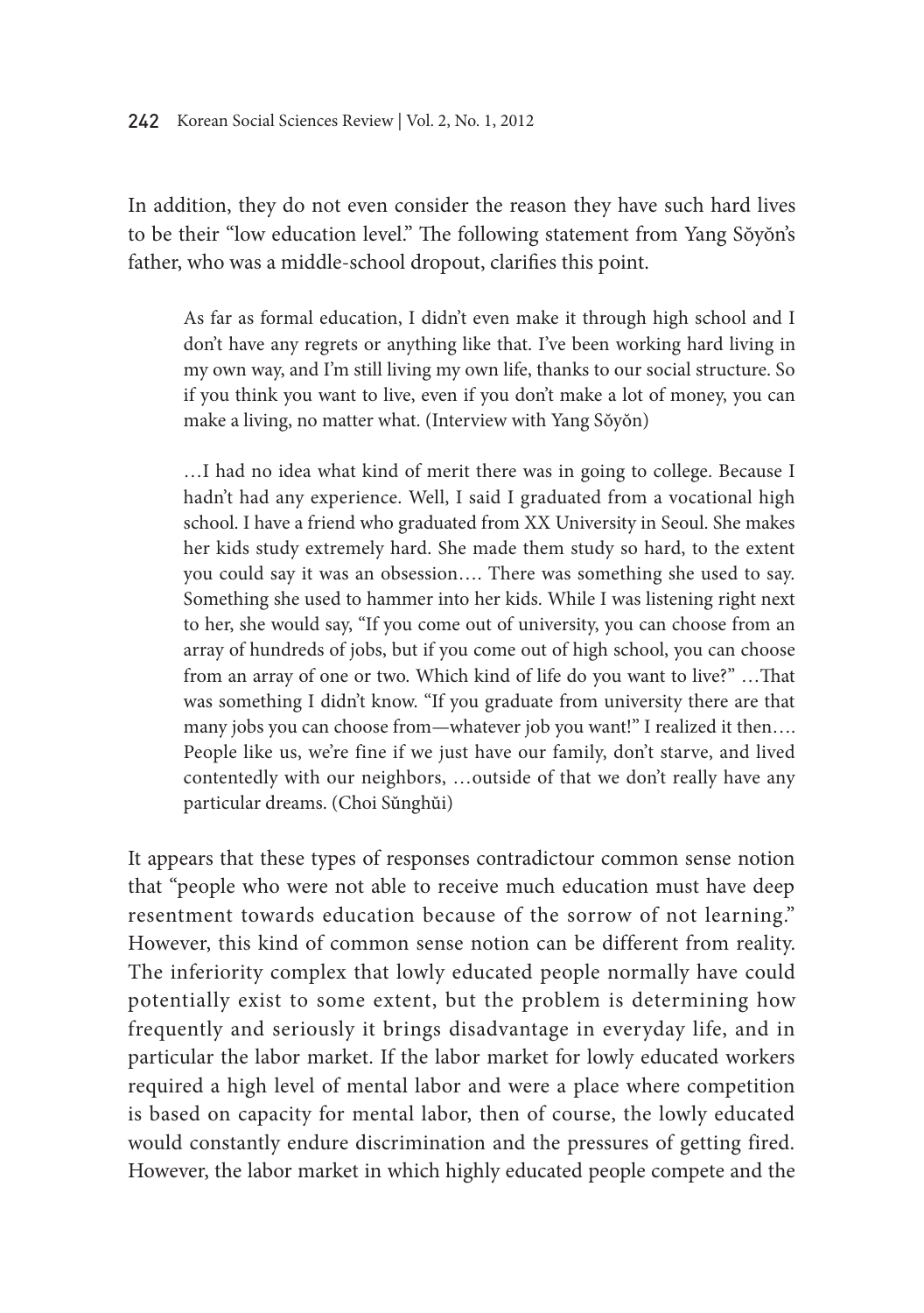In addition, they do not even consider the reason they have such hard lives to be their "low education level." The following statement from Yang Sŏyŏn's father, who was a middle-school dropout, clarifies this point.

> As far as formal education, I didn't even make it through high school and I don't have any regrets or anything like that. I've been working hard living in my own way, and I'm still living my own life, thanks to our social structure. So if you think you want to live, even if you don't make a lot of money, you can make a living, no matter what. (Interview with Yang Sŏyŏn)
>
> …I had no idea what kind of merit there was in going to college. Because I hadn't had any experience. Well, I said I graduated from a vocational high school. I have a friend who graduated from XX University in Seoul. She makes her kids study extremely hard. She made them study so hard, to the extent you could say it was an obsession…. There was something she used to say. Something she used to hammer into her kids. While I was listening right next to her, she would say, "If you come out of university, you can choose from an array of hundreds of jobs, but if you come out of high school, you can choose from an array of one or two. Which kind of life do you want to live?" …That was something I didn't know. "If you graduate from university there are that many jobs you can choose from—whatever job you want!" I realized it then…. People like us, we're fine if we just have our family, don't starve, and lived contentedly with our neighbors, …outside of that we don't really have any particular dreams. (Choi Sŭnghŭi)

It appears that these types of responses contradictour common sense notion that "people who were not able to receive much education must have deep resentment towards education because of the sorrow of not learning." However, this kind of common sense notion can be different from reality. The inferiority complex that lowly educated people normally have could potentially exist to some extent, but the problem is determining how frequently and seriously it brings disadvantage in everyday life, and in particular the labor market. If the labor market for lowly educated workers required a high level of mental labor and were a place where competition is based on capacity for mental labor, then of course, the lowly educated would constantly endure discrimination and the pressures of getting fired. However, the labor market in which highly educated people compete and the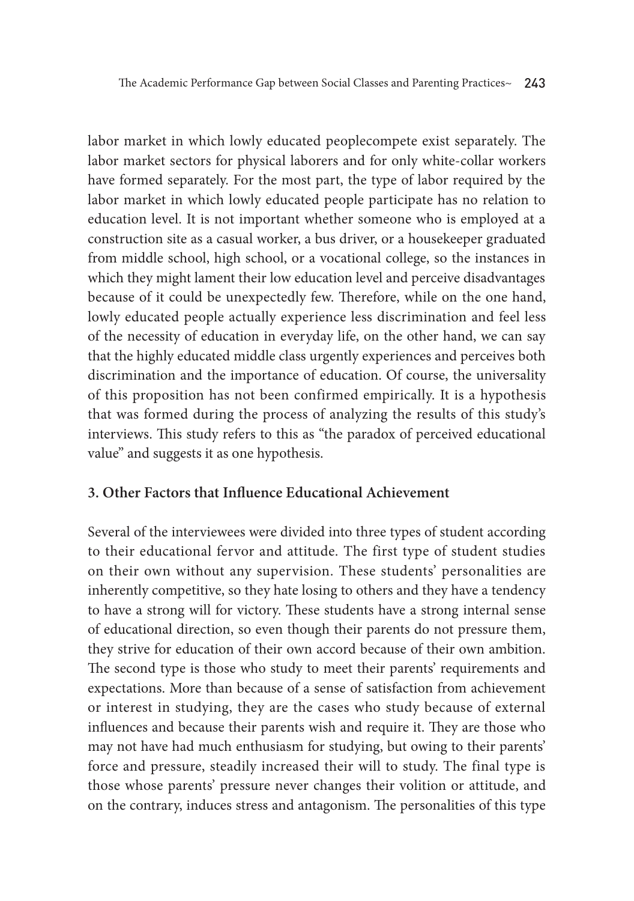labor market in which lowly educated peoplecompete exist separately. The labor market sectors for physical laborers and for only white-collar workers have formed separately. For the most part, the type of labor required by the labor market in which lowly educated people participate has no relation to education level. It is not important whether someone who is employed at a construction site as a casual worker, a bus driver, or a housekeeper graduated from middle school, high school, or a vocational college, so the instances in which they might lament their low education level and perceive disadvantages because of it could be unexpectedly few. Therefore, while on the one hand, lowly educated people actually experience less discrimination and feel less of the necessity of education in everyday life, on the other hand, we can say that the highly educated middle class urgently experiences and perceives both discrimination and the importance of education. Of course, the universality of this proposition has not been confirmed empirically. It is a hypothesis that was formed during the process of analyzing the results of this study's interviews. This study refers to this as "the paradox of perceived educational value" and suggests it as one hypothesis.

### 3. Other Factors that Influence Educational Achievement

Several of the interviewees were divided into three types of student according to their educational fervor and attitude. The first type of student studies on their own without any supervision. These students' personalities are inherently competitive, so they hate losing to others and they have a tendency to have a strong will for victory. These students have a strong internal sense of educational direction, so even though their parents do not pressure them, they strive for education of their own accord because of their own ambition. The second type is those who study to meet their parents' requirements and expectations. More than because of a sense of satisfaction from achievement or interest in studying, they are the cases who study because of external influences and because their parents wish and require it. They are those who may not have had much enthusiasm for studying, but owing to their parents' force and pressure, steadily increased their will to study. The final type is those whose parents' pressure never changes their volition or attitude, and on the contrary, induces stress and antagonism. The personalities of this type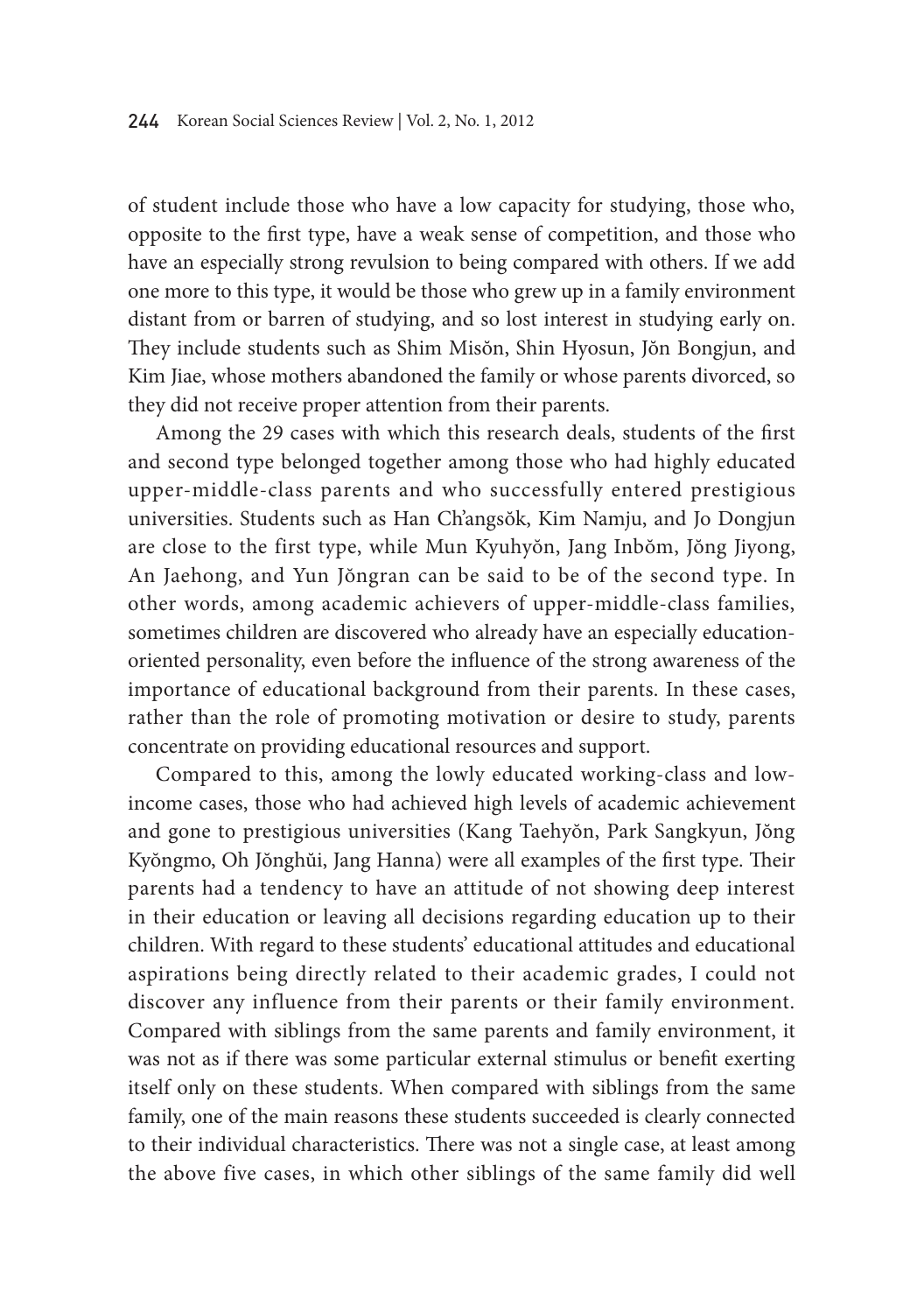of student include those who have a low capacity for studying, those who, opposite to the first type, have a weak sense of competition, and those who have an especially strong revulsion to being compared with others. If we add one more to this type, it would be those who grew up in a family environment distant from or barren of studying, and so lost interest in studying early on. They include students such as Shim Misŏn, Shin Hyosun, Jŏn Bongjun, and Kim Jiae, whose mothers abandoned the family or whose parents divorced, so they did not receive proper attention from their parents.

Among the 29 cases with which this research deals, students of the first and second type belonged together among those who had highly educated upper-middle-class parents and who successfully entered prestigious universities. Students such as Han Ch'angsŏk, Kim Namju, and Jo Dongjun are close to the first type, while Mun Kyuhyŏn, Jang Inbŏm, Jŏng Jiyong, An Jaehong, and Yun Jŏngran can be said to be of the second type. In other words, among academic achievers of upper-middle-class families, sometimes children are discovered who already have an especially education-oriented personality, even before the influence of the strong awareness of the importance of educational background from their parents. In these cases, rather than the role of promoting motivation or desire to study, parents concentrate on providing educational resources and support.

Compared to this, among the lowly educated working-class and low-income cases, those who had achieved high levels of academic achievement and gone to prestigious universities (Kang Taehyŏn, Park Sangkyun, Jŏng Kyŏngmo, Oh Jŏnghŭi, Jang Hanna) were all examples of the first type. Their parents had a tendency to have an attitude of not showing deep interest in their education or leaving all decisions regarding education up to their children. With regard to these students' educational attitudes and educational aspirations being directly related to their academic grades, I could not discover any influence from their parents or their family environment. Compared with siblings from the same parents and family environment, it was not as if there was some particular external stimulus or benefit exerting itself only on these students. When compared with siblings from the same family, one of the main reasons these students succeeded is clearly connected to their individual characteristics. There was not a single case, at least among the above five cases, in which other siblings of the same family did well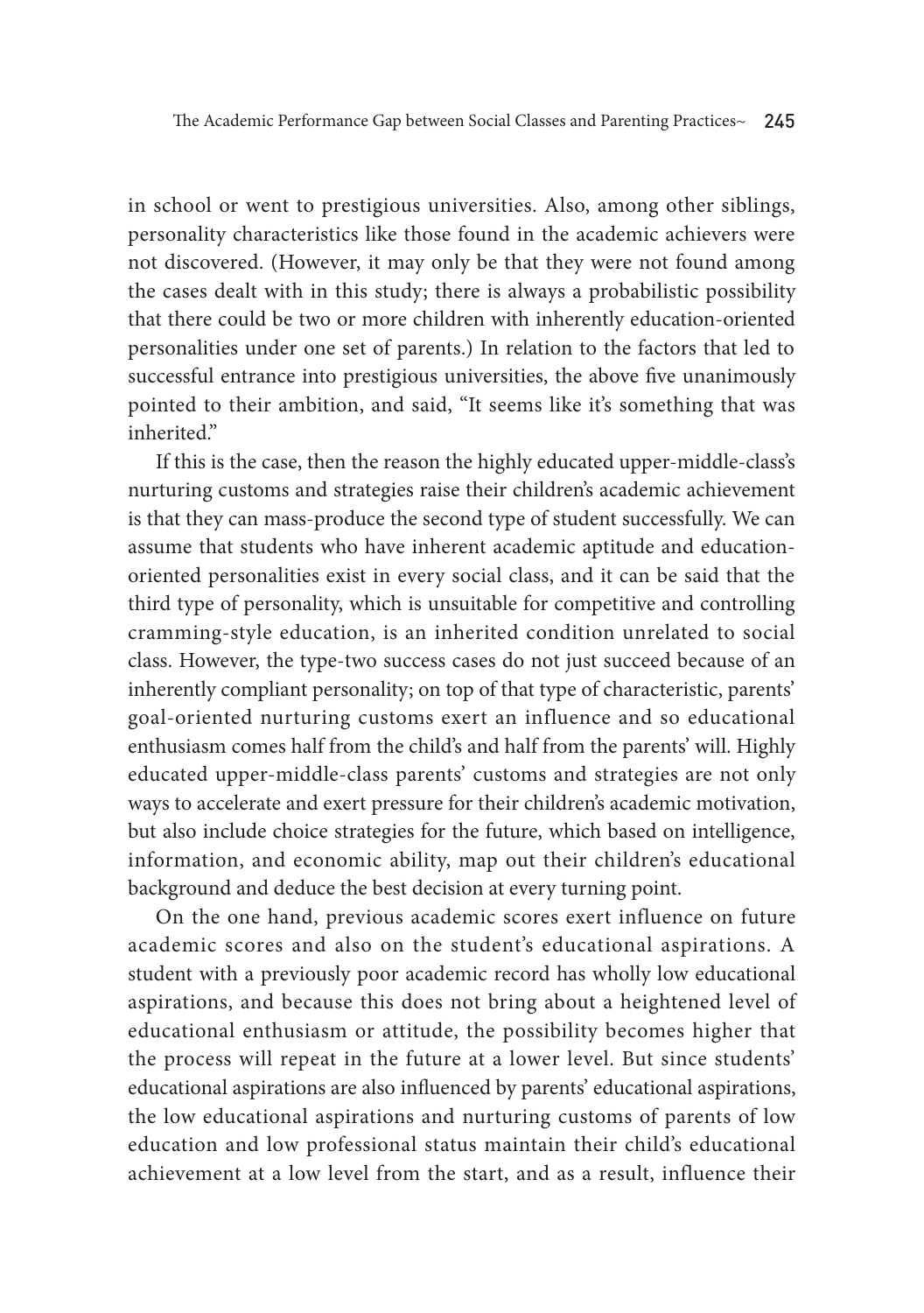in school or went to prestigious universities. Also, among other siblings, personality characteristics like those found in the academic achievers were not discovered. (However, it may only be that they were not found among the cases dealt with in this study; there is always a probabilistic possibility that there could be two or more children with inherently education-oriented personalities under one set of parents.) In relation to the factors that led to successful entrance into prestigious universities, the above five unanimously pointed to their ambition, and said, "It seems like it's something that was inherited."

If this is the case, then the reason the highly educated upper-middle-class's nurturing customs and strategies raise their children's academic achievement is that they can mass-produce the second type of student successfully. We can assume that students who have inherent academic aptitude and education-oriented personalities exist in every social class, and it can be said that the third type of personality, which is unsuitable for competitive and controlling cramming-style education, is an inherited condition unrelated to social class. However, the type-two success cases do not just succeed because of an inherently compliant personality; on top of that type of characteristic, parents' goal-oriented nurturing customs exert an influence and so educational enthusiasm comes half from the child's and half from the parents' will. Highly educated upper-middle-class parents' customs and strategies are not only ways to accelerate and exert pressure for their children's academic motivation, but also include choice strategies for the future, which based on intelligence, information, and economic ability, map out their children's educational background and deduce the best decision at every turning point.

On the one hand, previous academic scores exert influence on future academic scores and also on the student's educational aspirations. A student with a previously poor academic record has wholly low educational aspirations, and because this does not bring about a heightened level of educational enthusiasm or attitude, the possibility becomes higher that the process will repeat in the future at a lower level. But since students' educational aspirations are also influenced by parents' educational aspirations, the low educational aspirations and nurturing customs of parents of low education and low professional status maintain their child's educational achievement at a low level from the start, and as a result, influence their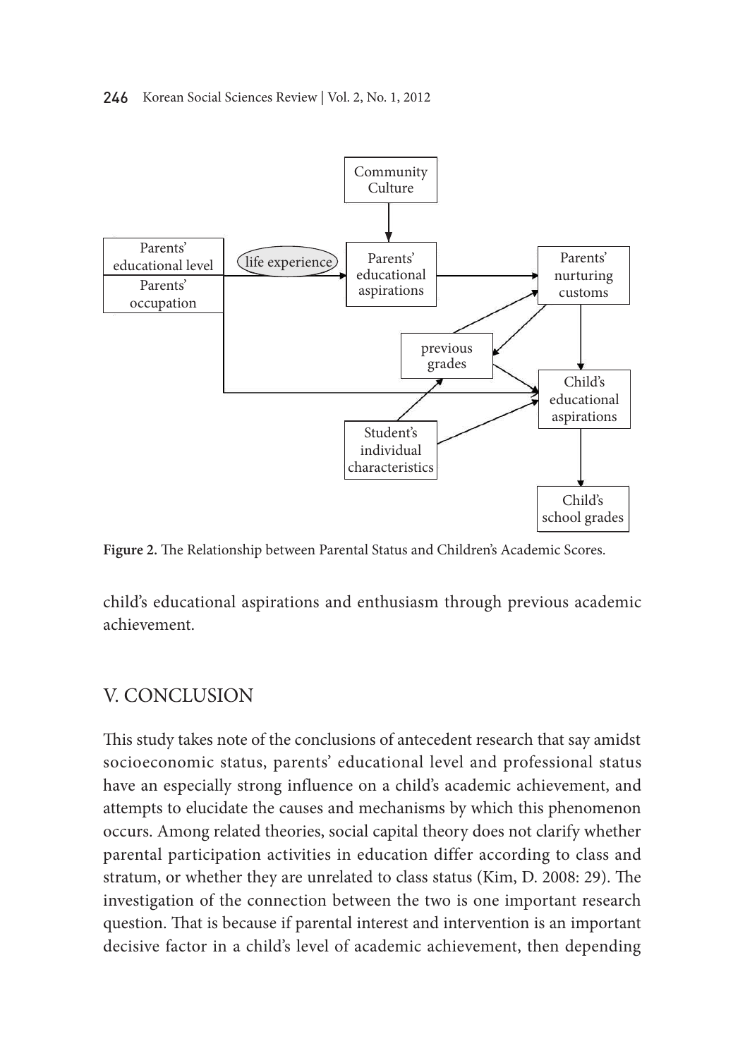**Figure 2.** The Relationship between Parental Status and Children's Academic Scores.

child's educational aspirations and enthusiasm through previous academic achievement.

## V. CONCLUSION

This study takes note of the conclusions of antecedent research that say amidst socioeconomic status, parents' educational level and professional status have an especially strong influence on a child's academic achievement, and attempts to elucidate the causes and mechanisms by which this phenomenon occurs. Among related theories, social capital theory does not clarify whether parental participation activities in education differ according to class and stratum, or whether they are unrelated to class status (Kim, D. 2008: 29). The investigation of the connection between the two is one important research question. That is because if parental interest and intervention is an important decisive factor in a child's level of academic achievement, then depending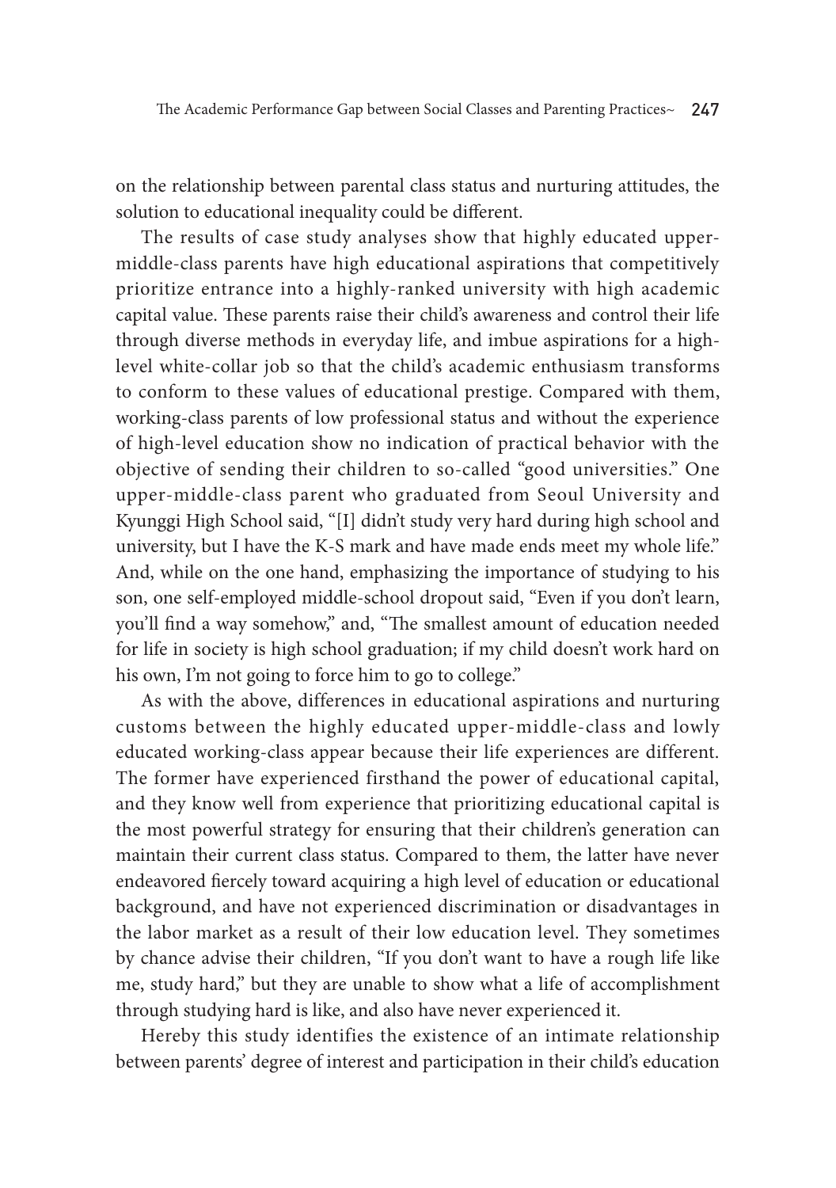on the relationship between parental class status and nurturing attitudes, the solution to educational inequality could be different.

The results of case study analyses show that highly educated upper-middle-class parents have high educational aspirations that competitively prioritize entrance into a highly-ranked university with high academic capital value. These parents raise their child's awareness and control their life through diverse methods in everyday life, and imbue aspirations for a high-level white-collar job so that the child's academic enthusiasm transforms to conform to these values of educational prestige. Compared with them, working-class parents of low professional status and without the experience of high-level education show no indication of practical behavior with the objective of sending their children to so-called "good universities." One upper-middle-class parent who graduated from Seoul University and Kyunggi High School said, "[I] didn't study very hard during high school and university, but I have the K-S mark and have made ends meet my whole life." And, while on the one hand, emphasizing the importance of studying to his son, one self-employed middle-school dropout said, "Even if you don't learn, you'll find a way somehow," and, "The smallest amount of education needed for life in society is high school graduation; if my child doesn't work hard on his own, I'm not going to force him to go to college."

As with the above, differences in educational aspirations and nurturing customs between the highly educated upper-middle-class and lowly educated working-class appear because their life experiences are different. The former have experienced firsthand the power of educational capital, and they know well from experience that prioritizing educational capital is the most powerful strategy for ensuring that their children's generation can maintain their current class status. Compared to them, the latter have never endeavored fiercely toward acquiring a high level of education or educational background, and have not experienced discrimination or disadvantages in the labor market as a result of their low education level. They sometimes by chance advise their children, "If you don't want to have a rough life like me, study hard," but they are unable to show what a life of accomplishment through studying hard is like, and also have never experienced it.

Hereby this study identifies the existence of an intimate relationship between parents' degree of interest and participation in their child's education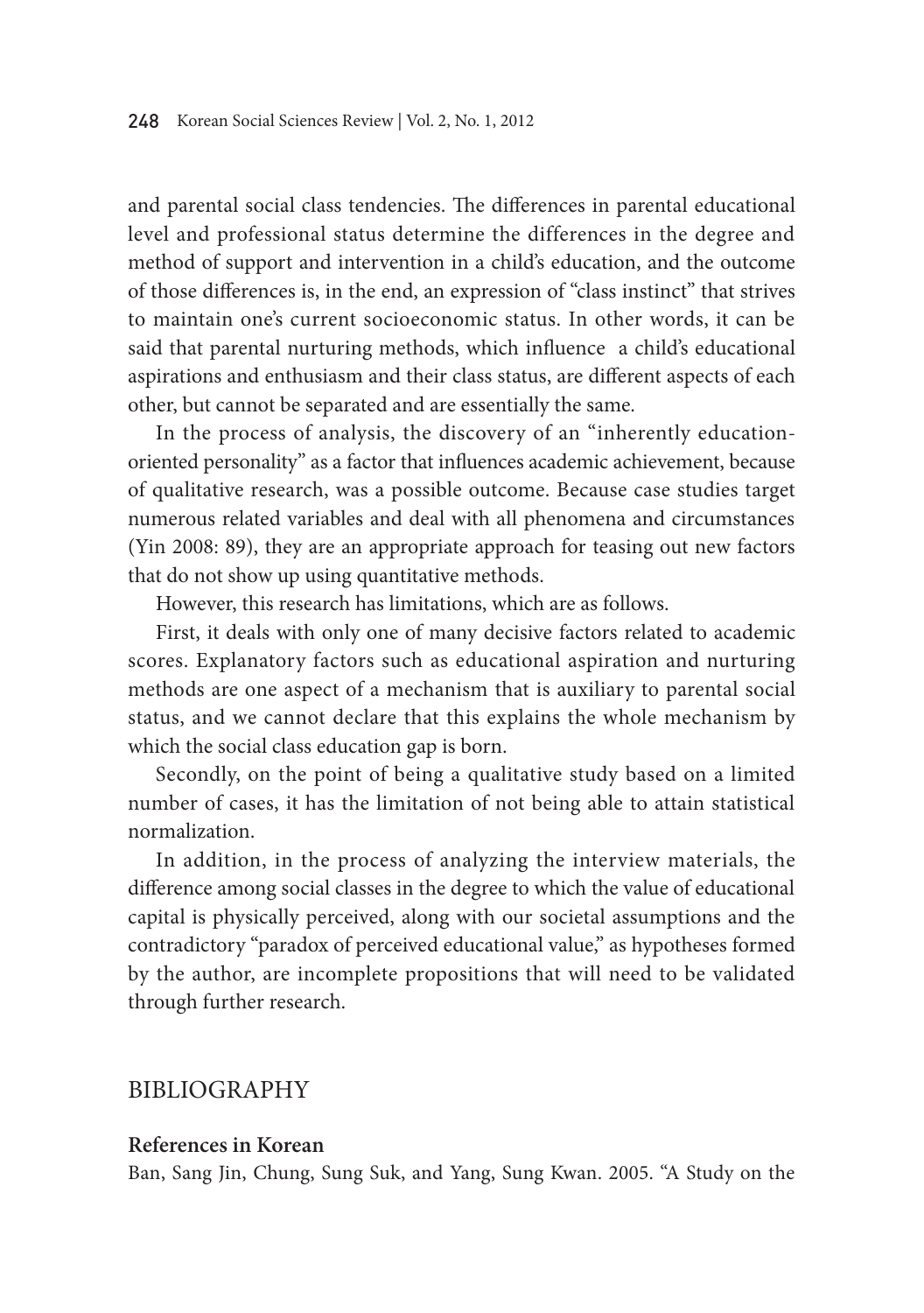and parental social class tendencies. The differences in parental educational level and professional status determine the differences in the degree and method of support and intervention in a child's education, and the outcome of those differences is, in the end, an expression of "class instinct" that strives to maintain one's current socioeconomic status. In other words, it can be said that parental nurturing methods, which influence a child's educational aspirations and enthusiasm and their class status, are different aspects of each other, but cannot be separated and are essentially the same.

In the process of analysis, the discovery of an "inherently education-oriented personality" as a factor that influences academic achievement, because of qualitative research, was a possible outcome. Because case studies target numerous related variables and deal with all phenomena and circumstances (Yin 2008: 89), they are an appropriate approach for teasing out new factors that do not show up using quantitative methods.

However, this research has limitations, which are as follows.

First, it deals with only one of many decisive factors related to academic scores. Explanatory factors such as educational aspiration and nurturing methods are one aspect of a mechanism that is auxiliary to parental social status, and we cannot declare that this explains the whole mechanism by which the social class education gap is born.

Secondly, on the point of being a qualitative study based on a limited number of cases, it has the limitation of not being able to attain statistical normalization.

In addition, in the process of analyzing the interview materials, the difference among social classes in the degree to which the value of educational capital is physically perceived, along with our societal assumptions and the contradictory "paradox of perceived educational value," as hypotheses formed by the author, are incomplete propositions that will need to be validated through further research.

## BIBLIOGRAPHY

### References in Korean

Ban, Sang Jin, Chung, Sung Suk, and Yang, Sung Kwan. 2005. "A Study on the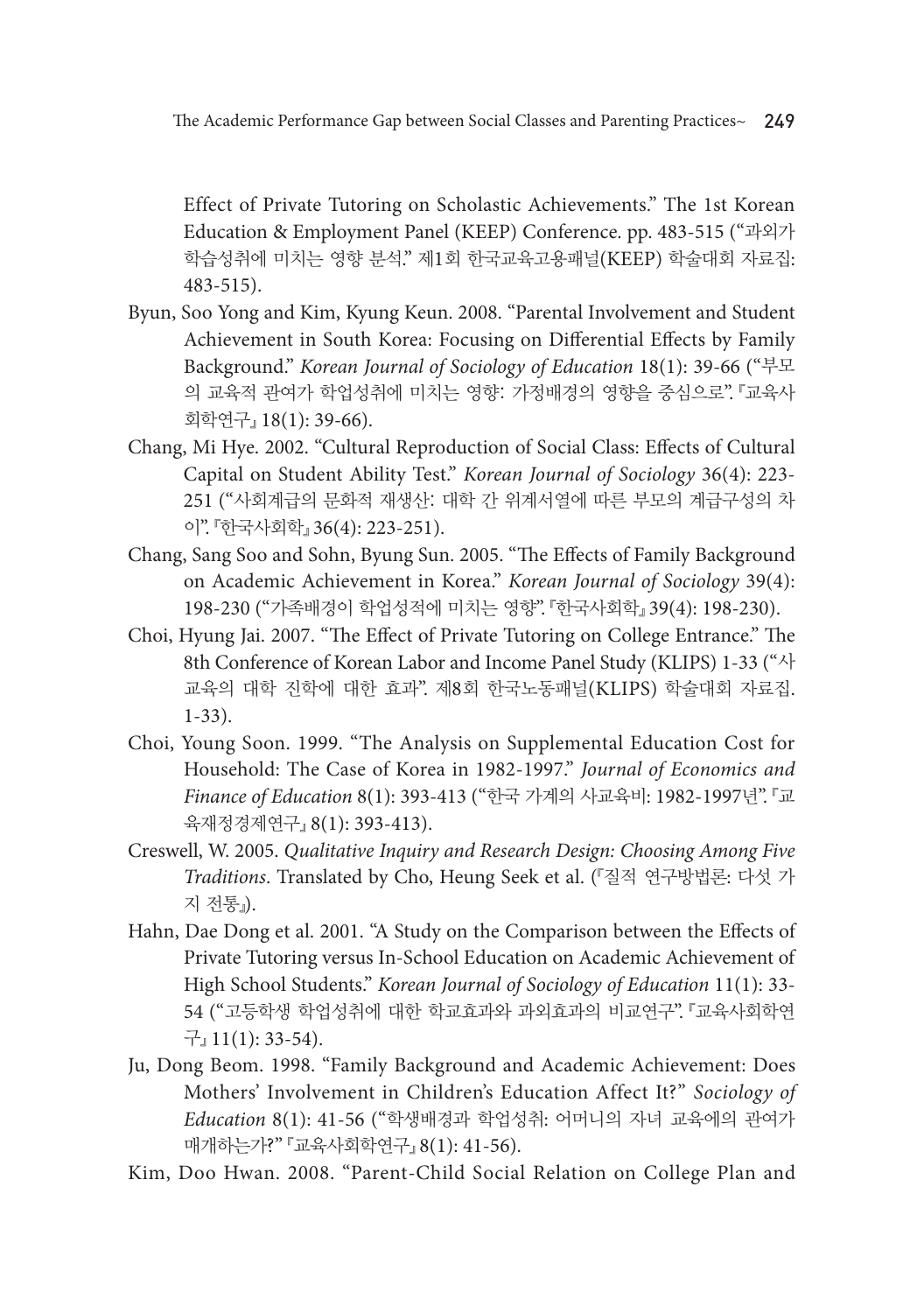Effect of Private Tutoring on Scholastic Achievements." The 1st Korean Education & Employment Panel (KEEP) Conference. pp. 483-515 ("과외가 학습성취에 미치는 영향 분석." 제1회 한국교육고용패널(KEEP) 학술대회 자료집: 483-515).

Byun, Soo Yong and Kim, Kyung Keun. 2008. "Parental Involvement and Student Achievement in South Korea: Focusing on Differential Effects by Family Background." *Korean Journal of Sociology of Education* 18(1): 39-66 ("부모의 교육적 관여가 학업성취에 미치는 영향: 가정배경의 영향을 중심으로". 『교육사회학연구』 18(1): 39-66).

Chang, Mi Hye. 2002. "Cultural Reproduction of Social Class: Effects of Cultural Capital on Student Ability Test." *Korean Journal of Sociology* 36(4): 223-251 ("사회계급의 문화적 재생산: 대학 간 위계서열에 따른 부모의 계급구성의 차이". 『한국사회학』 36(4): 223-251).

Chang, Sang Soo and Sohn, Byung Sun. 2005. "The Effects of Family Background on Academic Achievement in Korea." *Korean Journal of Sociology* 39(4): 198-230 ("가족배경이 학업성적에 미치는 영향". 『한국사회학』 39(4): 198-230).

Choi, Hyung Jai. 2007. "The Effect of Private Tutoring on College Entrance." The 8th Conference of Korean Labor and Income Panel Study (KLIPS) 1-33 ("사교육의 대학 진학에 대한 효과". 제8회 한국노동패널(KLIPS) 학술대회 자료집. 1-33).

Choi, Young Soon. 1999. "The Analysis on Supplemental Education Cost for Household: The Case of Korea in 1982-1997." *Journal of Economics and Finance of Education* 8(1): 393-413 ("한국 가계의 사교육비: 1982-1997년". 『교육재정경제연구』 8(1): 393-413).

Creswell, W. 2005. *Qualitative Inquiry and Research Design: Choosing Among Five Traditions*. Translated by Cho, Heung Seek et al. (『질적 연구방법론: 다섯 가지 전통』).

Hahn, Dae Dong et al. 2001. "A Study on the Comparison between the Effects of Private Tutoring versus In-School Education on Academic Achievement of High School Students." *Korean Journal of Sociology of Education* 11(1): 33-54 ("고등학생 학업성취에 대한 학교효과와 과외효과의 비교연구". 『교육사회학연구』 11(1): 33-54).

Ju, Dong Beom. 1998. "Family Background and Academic Achievement: Does Mothers' Involvement in Children's Education Affect It?" *Sociology of Education* 8(1): 41-56 ("학생배경과 학업성취: 어머니의 자녀 교육에의 관여가 매개하는가?" 『교육사회학연구』 8(1): 41-56).

Kim, Doo Hwan. 2008. "Parent-Child Social Relation on College Plan and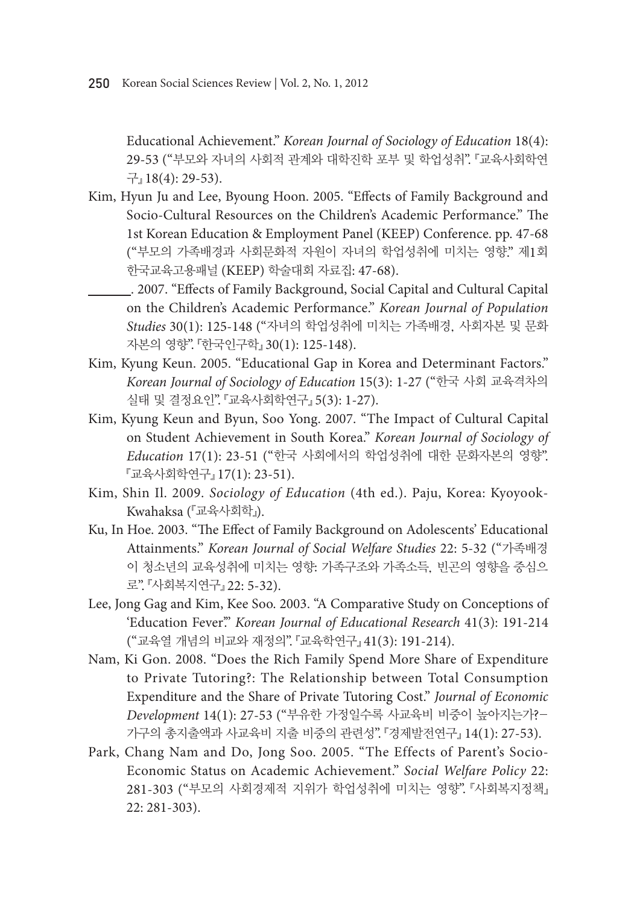Educational Achievement." *Korean Journal of Sociology of Education* 18(4): 29-53 ("부모와 자녀의 사회적 관계와 대학진학 포부 및 학업성취". 『교육사회학연구』 18(4): 29-53).

Kim, Hyun Ju and Lee, Byoung Hoon. 2005. "Effects of Family Background and Socio-Cultural Resources on the Children's Academic Performance." The 1st Korean Education & Employment Panel (KEEP) Conference. pp. 47-68 ("부모의 가족배경과 사회문화적 자원이 자녀의 학업성취에 미치는 영향." 제1회 한국교육고용패널 (KEEP) 학술대회 자료집: 47-68).

\_\_\_\_\_\_. 2007. "Effects of Family Background, Social Capital and Cultural Capital on the Children's Academic Performance." *Korean Journal of Population Studies* 30(1): 125-148 ("자녀의 학업성취에 미치는 가족배경, 사회자본 및 문화자본의 영향". 『한국인구학』 30(1): 125-148).

Kim, Kyung Keun. 2005. "Educational Gap in Korea and Determinant Factors." *Korean Journal of Sociology of Education* 15(3): 1-27 ("한국 사회 교육격차의 실태 및 결정요인". 『교육사회학연구』 5(3): 1-27).

Kim, Kyung Keun and Byun, Soo Yong. 2007. "The Impact of Cultural Capital on Student Achievement in South Korea." *Korean Journal of Sociology of Education* 17(1): 23-51 ("한국 사회에서의 학업성취에 대한 문화자본의 영향". 『교육사회학연구』 17(1): 23-51).

Kim, Shin Il. 2009. *Sociology of Education* (4th ed.). Paju, Korea: Kyoyook-Kwahaksa (『교육사회학』).

Ku, In Hoe. 2003. "The Effect of Family Background on Adolescents' Educational Attainments." *Korean Journal of Social Welfare Studies* 22: 5-32 ("가족배경이 청소년의 교육성취에 미치는 영향: 가족구조와 가족소득, 빈곤의 영향을 중심으로". 『사회복지연구』 22: 5-32).

Lee, Jong Gag and Kim, Kee Soo. 2003. "A Comparative Study on Conceptions of 'Education Fever.'" *Korean Journal of Educational Research* 41(3): 191-214 ("교육열 개념의 비교와 재정의". 『교육학연구』 41(3): 191-214).

Nam, Ki Gon. 2008. "Does the Rich Family Spend More Share of Expenditure to Private Tutoring?: The Relationship between Total Consumption Expenditure and the Share of Private Tutoring Cost." *Journal of Economic Development* 14(1): 27-53 ("부유한 가정일수록 사교육비 비중이 높아지는가?−가구의 총지출액과 사교육비 지출 비중의 관련성". 『경제발전연구』 14(1): 27-53).

Park, Chang Nam and Do, Jong Soo. 2005. "The Effects of Parent's Socio-Economic Status on Academic Achievement." *Social Welfare Policy* 22: 281-303 ("부모의 사회경제적 지위가 학업성취에 미치는 영향". 『사회복지정책』 22: 281-303).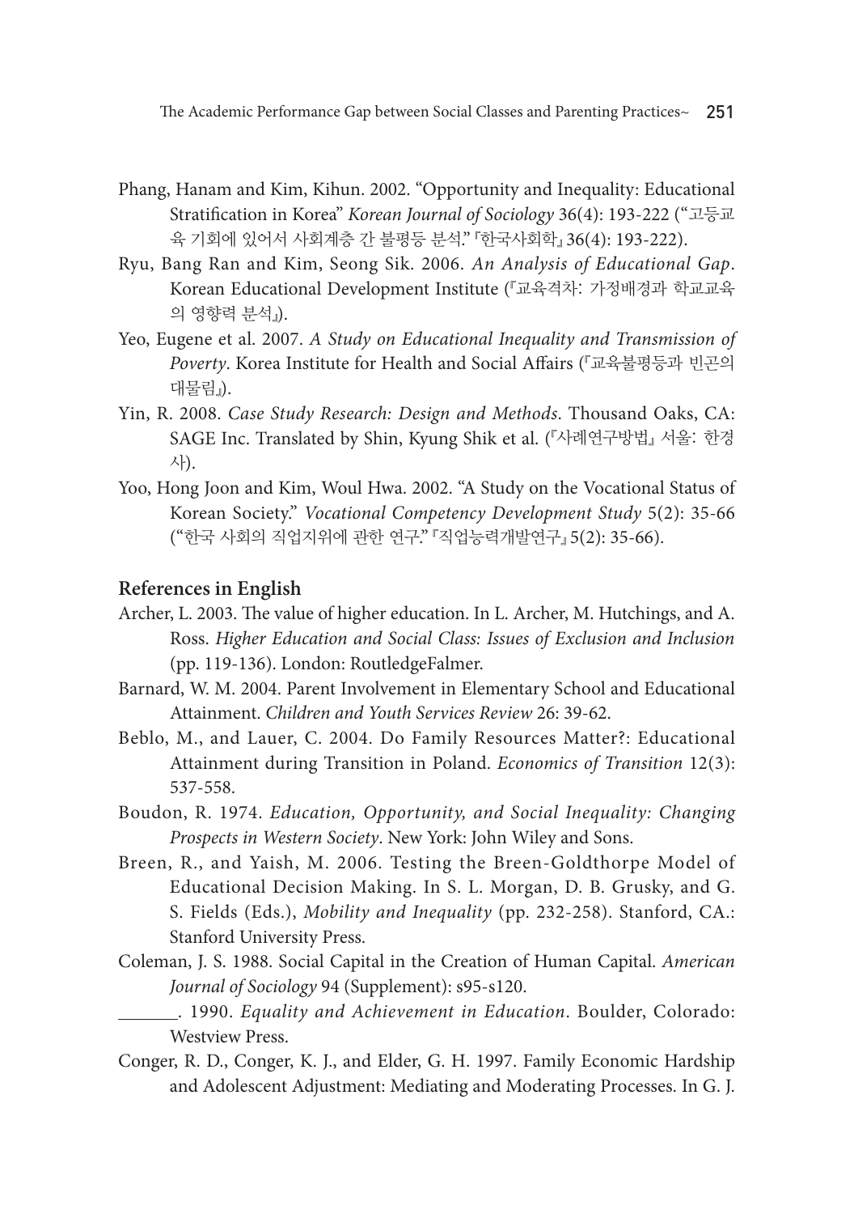Phang, Hanam and Kim, Kihun. 2002. “Opportunity and Inequality: Educational Stratification in Korea” *Korean Journal of Sociology* 36(4): 193-222 (“고등교육 기회에 있어서 사회계층 간 불평등 분석.” 『한국사회학』 36(4): 193-222).

Ryu, Bang Ran and Kim, Seong Sik. 2006. *An Analysis of Educational Gap*. Korean Educational Development Institute (『교육격차: 가정배경과 학교교육의 영향력 분석』).

Yeo, Eugene et al. 2007. *A Study on Educational Inequality and Transmission of Poverty*. Korea Institute for Health and Social Affairs (『교육불평등과 빈곤의 대물림』).

Yin, R. 2008. *Case Study Research: Design and Methods*. Thousand Oaks, CA: SAGE Inc. Translated by Shin, Kyung Shik et al. (『사례연구방법』 서울: 한경사).

Yoo, Hong Joon and Kim, Woul Hwa. 2002. “A Study on the Vocational Status of Korean Society.” *Vocational Competency Development Study* 5(2): 35-66 (“한국 사회의 직업지위에 관한 연구.” 『직업능력개발연구』 5(2): 35-66).

## References in English

Archer, L. 2003. The value of higher education. In L. Archer, M. Hutchings, and A. Ross. *Higher Education and Social Class: Issues of Exclusion and Inclusion* (pp. 119-136). London: RoutledgeFalmer.

Barnard, W. M. 2004. Parent Involvement in Elementary School and Educational Attainment. *Children and Youth Services Review* 26: 39-62.

Beblo, M., and Lauer, C. 2004. Do Family Resources Matter?: Educational Attainment during Transition in Poland. *Economics of Transition* 12(3): 537-558.

Boudon, R. 1974. *Education, Opportunity, and Social Inequality: Changing Prospects in Western Society*. New York: John Wiley and Sons.

Breen, R., and Yaish, M. 2006. Testing the Breen-Goldthorpe Model of Educational Decision Making. In S. L. Morgan, D. B. Grusky, and G. S. Fields (Eds.), *Mobility and Inequality* (pp. 232-258). Stanford, CA.: Stanford University Press.

Coleman, J. S. 1988. Social Capital in the Creation of Human Capital. *American Journal of Sociology* 94 (Supplement): s95-s120.

\_\_\_\_\_\_\_. 1990. *Equality and Achievement in Education*. Boulder, Colorado: Westview Press.

Conger, R. D., Conger, K. J., and Elder, G. H. 1997. Family Economic Hardship and Adolescent Adjustment: Mediating and Moderating Processes. In G. J.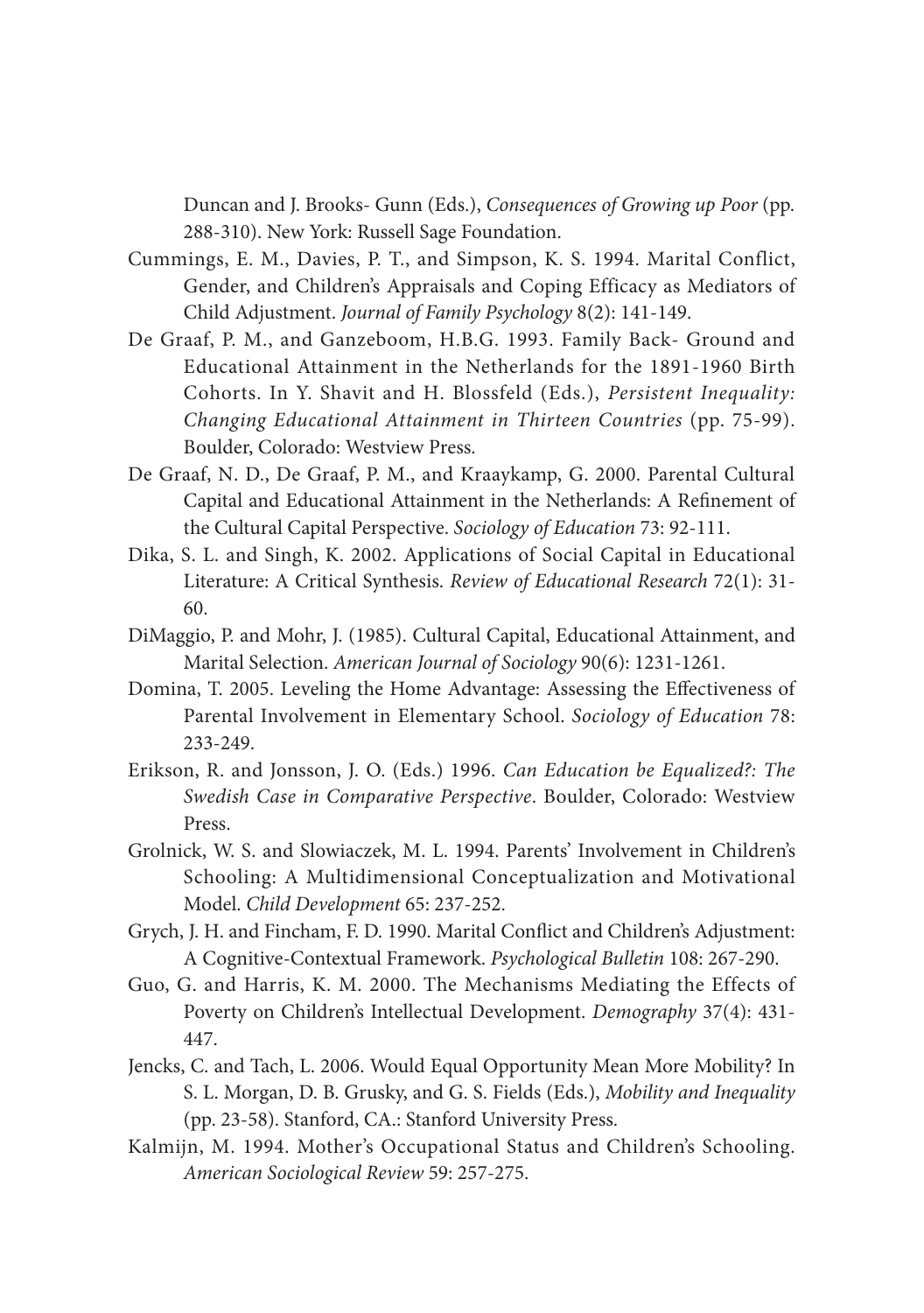Duncan and J. Brooks- Gunn (Eds.), *Consequences of Growing up Poor* (pp. 288-310). New York: Russell Sage Foundation.

Cummings, E. M., Davies, P. T., and Simpson, K. S. 1994. Marital Conflict, Gender, and Children's Appraisals and Coping Efficacy as Mediators of Child Adjustment. *Journal of Family Psychology* 8(2): 141-149.

De Graaf, P. M., and Ganzeboom, H.B.G. 1993. Family Back- Ground and Educational Attainment in the Netherlands for the 1891-1960 Birth Cohorts. In Y. Shavit and H. Blossfeld (Eds.), *Persistent Inequality: Changing Educational Attainment in Thirteen Countries* (pp. 75-99). Boulder, Colorado: Westview Press.

De Graaf, N. D., De Graaf, P. M., and Kraaykamp, G. 2000. Parental Cultural Capital and Educational Attainment in the Netherlands: A Refinement of the Cultural Capital Perspective. *Sociology of Education* 73: 92-111.

Dika, S. L. and Singh, K. 2002. Applications of Social Capital in Educational Literature: A Critical Synthesis. *Review of Educational Research* 72(1): 31-60.

DiMaggio, P. and Mohr, J. (1985). Cultural Capital, Educational Attainment, and Marital Selection. *American Journal of Sociology* 90(6): 1231-1261.

Domina, T. 2005. Leveling the Home Advantage: Assessing the Effectiveness of Parental Involvement in Elementary School. *Sociology of Education* 78: 233-249.

Erikson, R. and Jonsson, J. O. (Eds.) 1996. *Can Education be Equalized?: The Swedish Case in Comparative Perspective*. Boulder, Colorado: Westview Press.

Grolnick, W. S. and Slowiaczek, M. L. 1994. Parents' Involvement in Children's Schooling: A Multidimensional Conceptualization and Motivational Model. *Child Development* 65: 237-252.

Grych, J. H. and Fincham, F. D. 1990. Marital Conflict and Children's Adjustment: A Cognitive-Contextual Framework. *Psychological Bulletin* 108: 267-290.

Guo, G. and Harris, K. M. 2000. The Mechanisms Mediating the Effects of Poverty on Children's Intellectual Development. *Demography* 37(4): 431-447.

Jencks, C. and Tach, L. 2006. Would Equal Opportunity Mean More Mobility? In S. L. Morgan, D. B. Grusky, and G. S. Fields (Eds.), *Mobility and Inequality* (pp. 23-58). Stanford, CA.: Stanford University Press.

Kalmijn, M. 1994. Mother's Occupational Status and Children's Schooling. *American Sociological Review* 59: 257-275.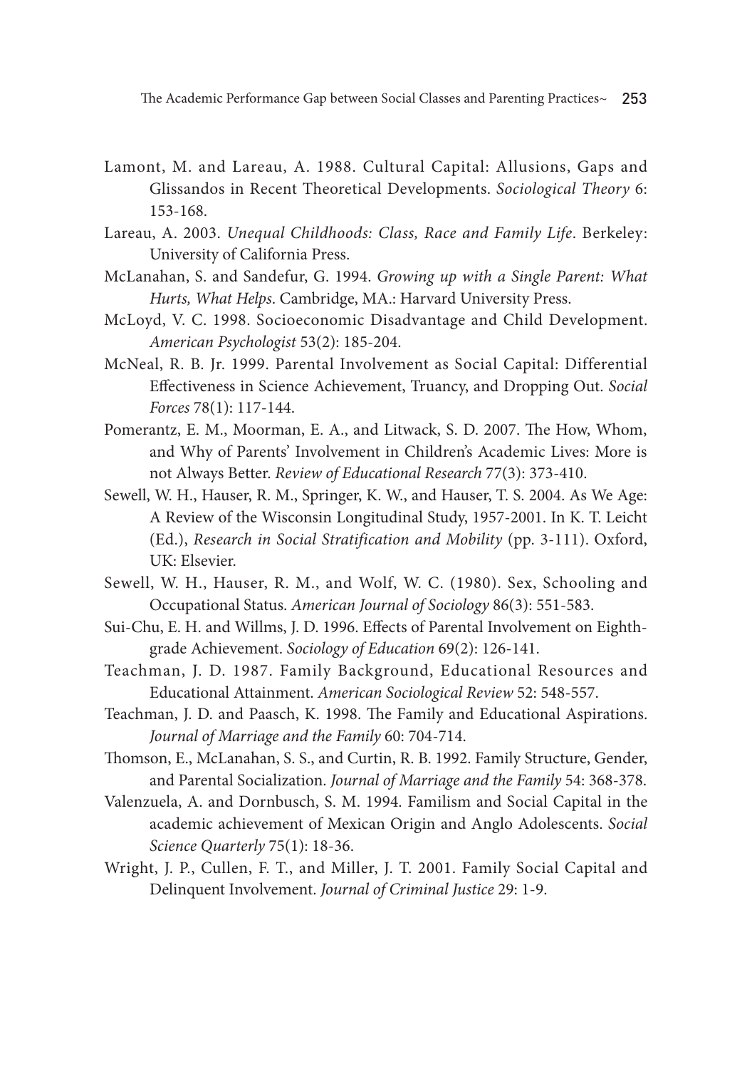Lamont, M. and Lareau, A. 1988. Cultural Capital: Allusions, Gaps and Glissandos in Recent Theoretical Developments. *Sociological Theory* 6: 153-168.

Lareau, A. 2003. *Unequal Childhoods: Class, Race and Family Life*. Berkeley: University of California Press.

McLanahan, S. and Sandefur, G. 1994. *Growing up with a Single Parent: What Hurts, What Helps*. Cambridge, MA.: Harvard University Press.

McLoyd, V. C. 1998. Socioeconomic Disadvantage and Child Development. *American Psychologist* 53(2): 185-204.

McNeal, R. B. Jr. 1999. Parental Involvement as Social Capital: Differential Effectiveness in Science Achievement, Truancy, and Dropping Out. *Social Forces* 78(1): 117-144.

Pomerantz, E. M., Moorman, E. A., and Litwack, S. D. 2007. The How, Whom, and Why of Parents' Involvement in Children's Academic Lives: More is not Always Better. *Review of Educational Research* 77(3): 373-410.

Sewell, W. H., Hauser, R. M., Springer, K. W., and Hauser, T. S. 2004. As We Age: A Review of the Wisconsin Longitudinal Study, 1957-2001. In K. T. Leicht (Ed.), *Research in Social Stratification and Mobility* (pp. 3-111). Oxford, UK: Elsevier.

Sewell, W. H., Hauser, R. M., and Wolf, W. C. (1980). Sex, Schooling and Occupational Status. *American Journal of Sociology* 86(3): 551-583.

Sui-Chu, E. H. and Willms, J. D. 1996. Effects of Parental Involvement on Eighth-grade Achievement. *Sociology of Education* 69(2): 126-141.

Teachman, J. D. 1987. Family Background, Educational Resources and Educational Attainment. *American Sociological Review* 52: 548-557.

Teachman, J. D. and Paasch, K. 1998. The Family and Educational Aspirations. *Journal of Marriage and the Family* 60: 704-714.

Thomson, E., McLanahan, S. S., and Curtin, R. B. 1992. Family Structure, Gender, and Parental Socialization. *Journal of Marriage and the Family* 54: 368-378.

Valenzuela, A. and Dornbusch, S. M. 1994. Familism and Social Capital in the academic achievement of Mexican Origin and Anglo Adolescents. *Social Science Quarterly* 75(1): 18-36.

Wright, J. P., Cullen, F. T., and Miller, J. T. 2001. Family Social Capital and Delinquent Involvement. *Journal of Criminal Justice* 29: 1-9.